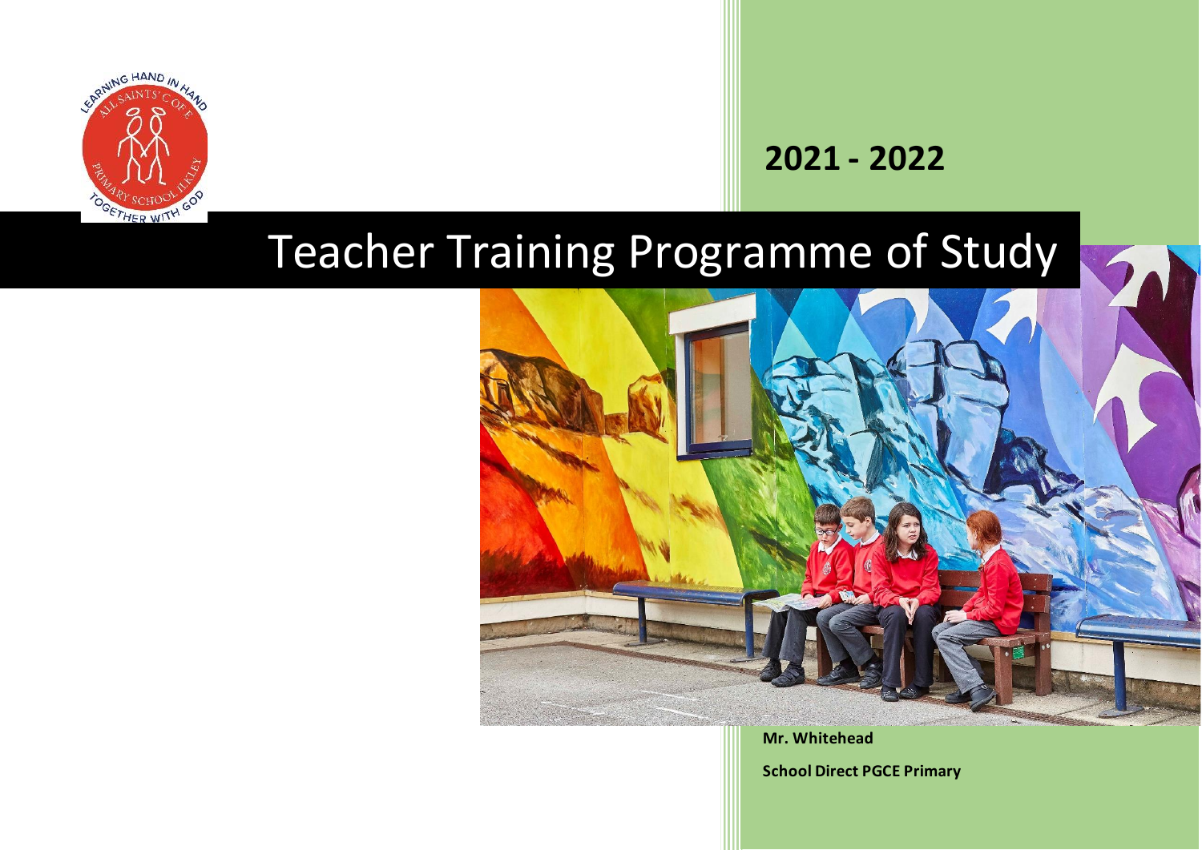# Teacher Training Programme of Study

## 2021 - 2022

**Mr. Whitehead**

**School Direct PGCE Primary**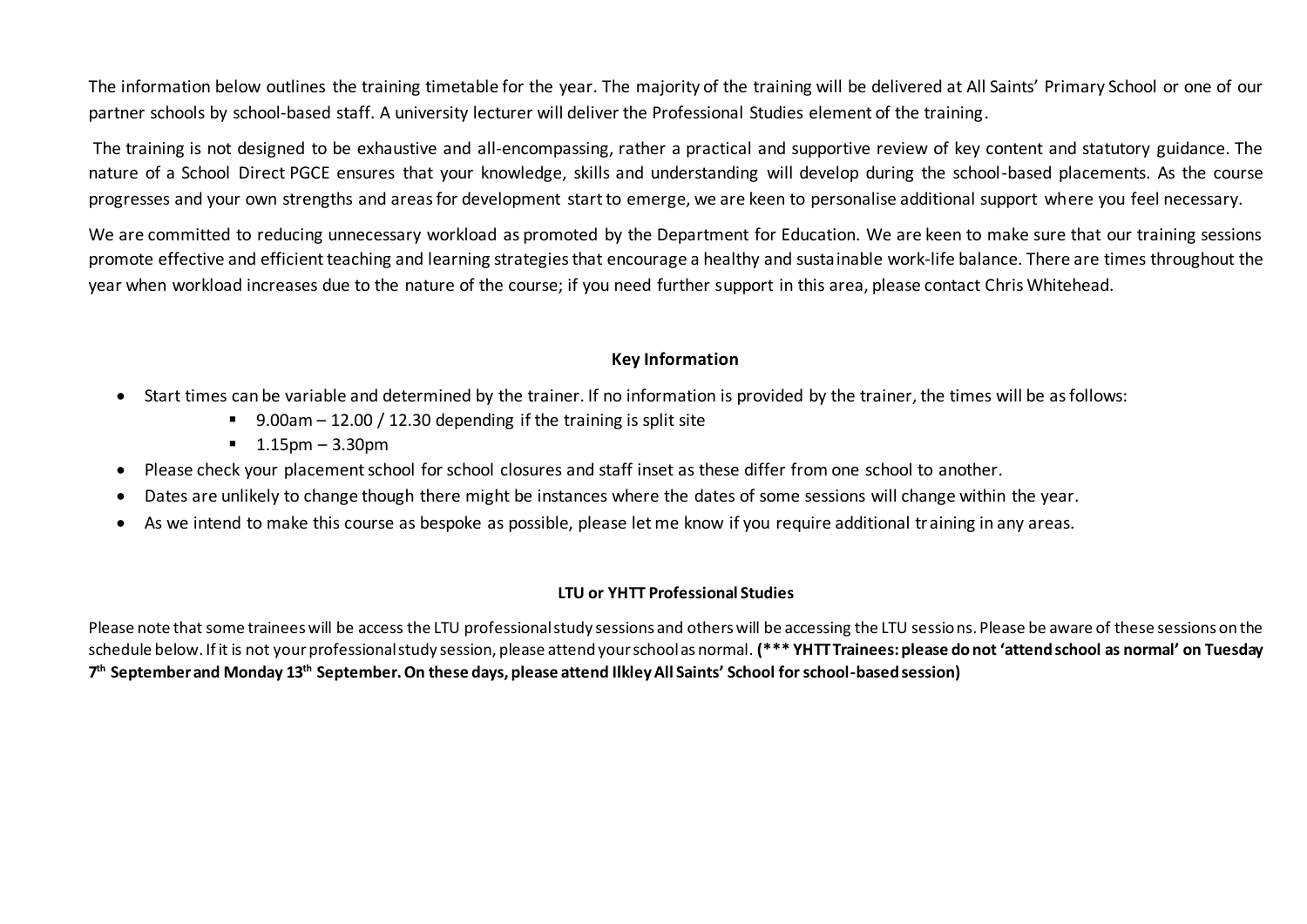The information below outlines the training timetable for the year. The majority of the training will be delivered at All Saints' Primary School or one of our partner schools by school-based staff. A university lecturer will deliver the Professional Studies element of the training.

The training is not designed to be exhaustive and all-encompassing, rather a practical and supportive review of key content and statutory guidance. The nature of a School Direct PGCE ensures that your knowledge, skills and understanding will develop during the school-based placements. As the course progresses and your own strengths and areas for development start to emerge, we are keen to personalise additional support where you feel necessary.

We are committed to reducing unnecessary workload as promoted by the Department for Education. We are keen to make sure that our training sessions promote effective and efficient teaching and learning strategies that encourage a healthy and sustainable work-life balance. There are times throughout the year when workload increases due to the nature of the course; if you need further support in this area, please contact Chris Whitehead.

**Key Information**

- Start times can be variable and determined by the trainer. If no information is provided by the trainer, the times will be as follows:
    - 9.00am – 12.00 / 12.30 depending if the training is split site
    - 1.15pm – 3.30pm
- Please check your placement school for school closures and staff inset as these differ from one school to another.
- Dates are unlikely to change though there might be instances where the dates of some sessions will change within the year.
- As we intend to make this course as bespoke as possible, please let me know if you require additional training in any areas.

**LTU or YHTT Professional Studies**

Please note that some trainees will be access the LTU professional study sessions and others will be accessing the LTU sessions. Please be aware of these sessions on the schedule below. If it is not your professional study session, please attend your school as normal. **(*** YHTT Trainees: please do not 'attend school as normal' on Tuesday 7th September and Monday 13th September. On these days, please attend Ilkley All Saints' School for school-based session)**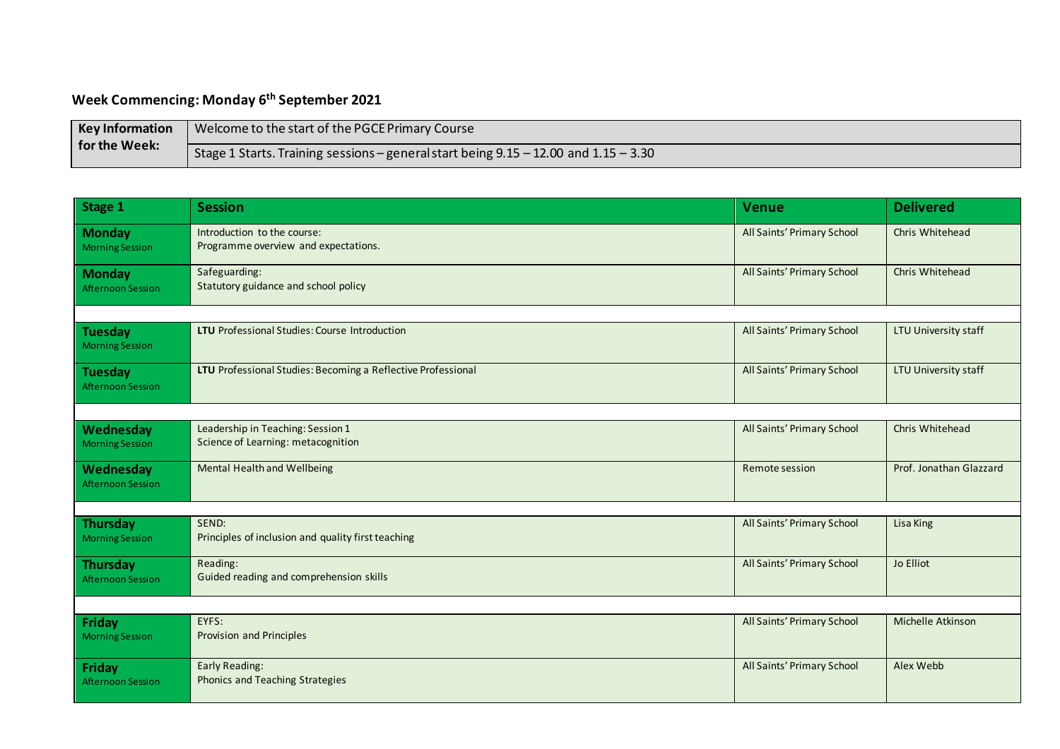## Week Commencing: Monday 6th September 2021

| Key Information for the Week: | |
|---|---|
| | Welcome to the start of the PGCE Primary Course |
| | Stage 1 Starts. Training sessions – general start being 9.15 – 12.00 and 1.15 – 3.30 |

| Stage 1 | Session | Venue | Delivered |
|---|---|---|---|
| **Monday** Morning Session | Introduction to the course: Programme overview and expectations. | All Saints' Primary School | Chris Whitehead |
| **Monday** Afternoon Session | Safeguarding: Statutory guidance and school policy | All Saints' Primary School | Chris Whitehead |
| | | | |
| **Tuesday** Morning Session | **LTU** Professional Studies: Course Introduction | All Saints' Primary School | LTU University staff |
| **Tuesday** Afternoon Session | **LTU** Professional Studies: Becoming a Reflective Professional | All Saints' Primary School | LTU University staff |
| | | | |
| **Wednesday** Morning Session | Leadership in Teaching: Session 1 Science of Learning: metacognition | All Saints' Primary School | Chris Whitehead |
| **Wednesday** Afternoon Session | Mental Health and Wellbeing | Remote session | Prof. Jonathan Glazzard |
| | | | |
| **Thursday** Morning Session | SEND: Principles of inclusion and quality first teaching | All Saints' Primary School | Lisa King |
| **Thursday** Afternoon Session | Reading: Guided reading and comprehension skills | All Saints' Primary School | Jo Elliot |
| | | | |
| **Friday** Morning Session | EYFS: Provision and Principles | All Saints' Primary School | Michelle Atkinson |
| **Friday** Afternoon Session | Early Reading: Phonics and Teaching Strategies | All Saints' Primary School | Alex Webb |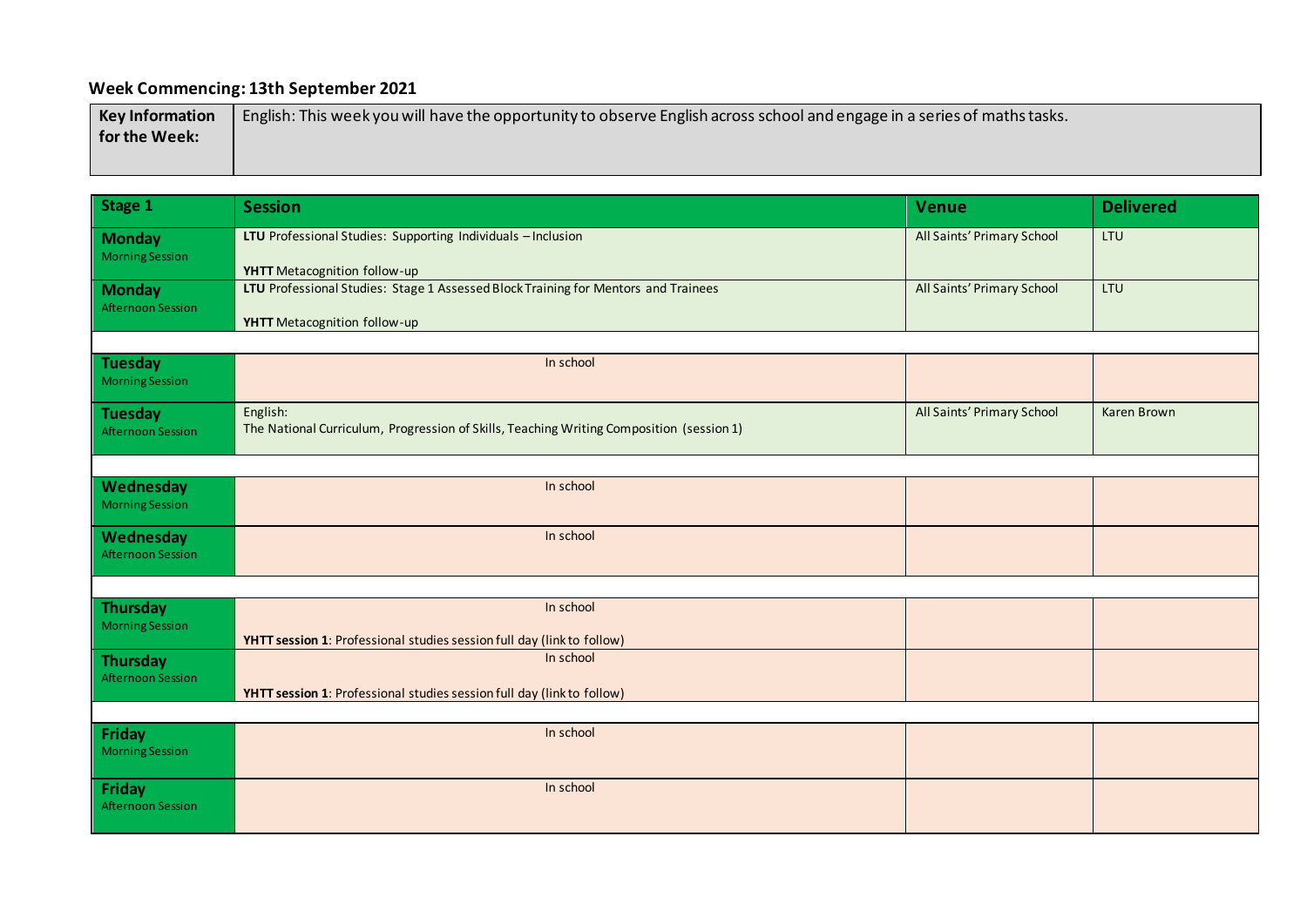## Week Commencing: 13th September 2021

| Key Information for the Week: | English: This week you will have the opportunity to observe English across school and engage in a series of maths tasks. |
|---|---|

| Stage 1 | Session | Venue | Delivered |
|---|---|---|---|
| **Monday** Morning Session | **LTU** Professional Studies: Supporting Individuals – Inclusion<br><br>**YHTT** Metacognition follow-up | All Saints' Primary School | LTU |
| **Monday** Afternoon Session | **LTU** Professional Studies: Stage 1 Assessed Block Training for Mentors and Trainees<br><br>**YHTT** Metacognition follow-up | All Saints' Primary School | LTU |
| | | | |
| **Tuesday** Morning Session | In school | | |
| **Tuesday** Afternoon Session | English:<br>The National Curriculum, Progression of Skills, Teaching Writing Composition (session 1) | All Saints' Primary School | Karen Brown |
| | | | |
| **Wednesday** Morning Session | In school | | |
| **Wednesday** Afternoon Session | In school | | |
| | | | |
| **Thursday** Morning Session | In school<br><br>**YHTT session 1**: Professional studies session full day (link to follow) | | |
| **Thursday** Afternoon Session | In school<br><br>**YHTT session 1**: Professional studies session full day (link to follow) | | |
| | | | |
| **Friday** Morning Session | In school | | |
| **Friday** Afternoon Session | In school | | |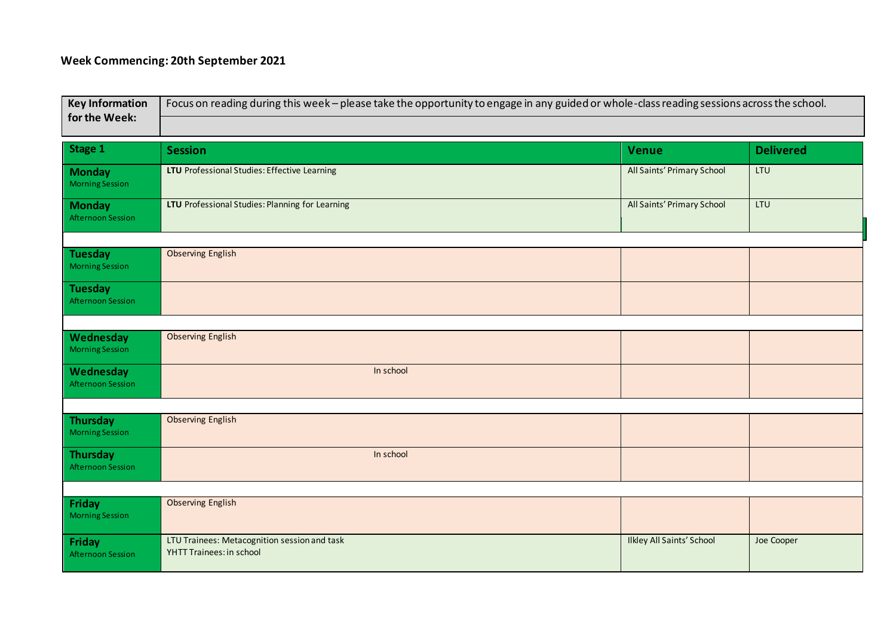**Week Commencing: 20th September 2021**

| Key Information for the Week: | Focus on reading during this week – please take the opportunity to engage in any guided or whole-class reading sessions across the school. |
|---|---|

| Stage 1 | Session | Venue | Delivered |
|---|---|---|---|
| **Monday** Morning Session | **LTU** Professional Studies: Effective Learning | All Saints' Primary School | LTU |
| **Monday** Afternoon Session | **LTU** Professional Studies: Planning for Learning | All Saints' Primary School | LTU |
| | | | |
| **Tuesday** Morning Session | Observing English | | |
| **Tuesday** Afternoon Session | | | |
| | | | |
| **Wednesday** Morning Session | Observing English | | |
| **Wednesday** Afternoon Session | In school | | |
| | | | |
| **Thursday** Morning Session | Observing English | | |
| **Thursday** Afternoon Session | In school | | |
| | | | |
| **Friday** Morning Session | Observing English | | |
| **Friday** Afternoon Session | LTU Trainees: Metacognition session and task<br>YHTT Trainees: in school | Ilkley All Saints' School | Joe Cooper |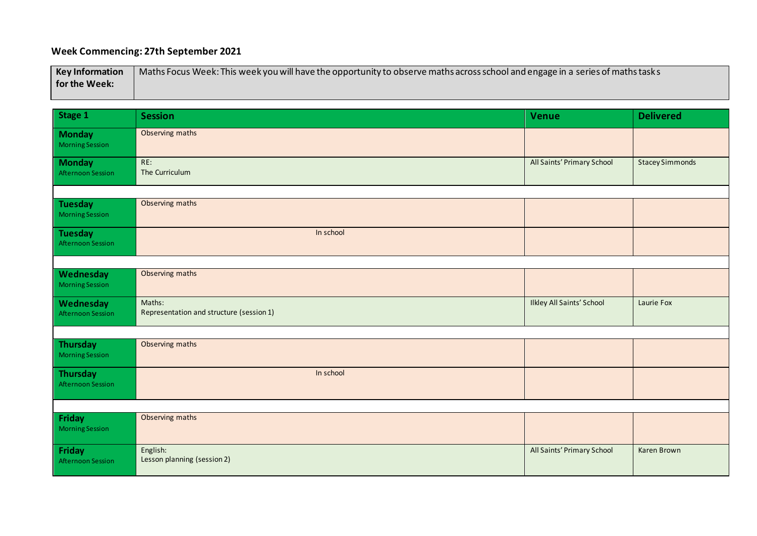## Week Commencing: 27th September 2021

| **Key Information for the Week:** | Maths Focus Week: This week you will have the opportunity to observe maths across school and engage in a series of maths tasks |
|---|---|

| Stage 1 | Session | Venue | Delivered |
|---|---|---|---|
| **Monday** Morning Session | Observing maths | | |
| **Monday** Afternoon Session | RE: The Curriculum | All Saints' Primary School | Stacey Simmonds |
| | | | |
| **Tuesday** Morning Session | Observing maths | | |
| **Tuesday** Afternoon Session | In school | | |
| | | | |
| **Wednesday** Morning Session | Observing maths | | |
| **Wednesday** Afternoon Session | Maths: Representation and structure (session 1) | Ilkley All Saints' School | Laurie Fox |
| | | | |
| **Thursday** Morning Session | Observing maths | | |
| **Thursday** Afternoon Session | In school | | |
| | | | |
| **Friday** Morning Session | Observing maths | | |
| **Friday** Afternoon Session | English: Lesson planning (session 2) | All Saints' Primary School | Karen Brown |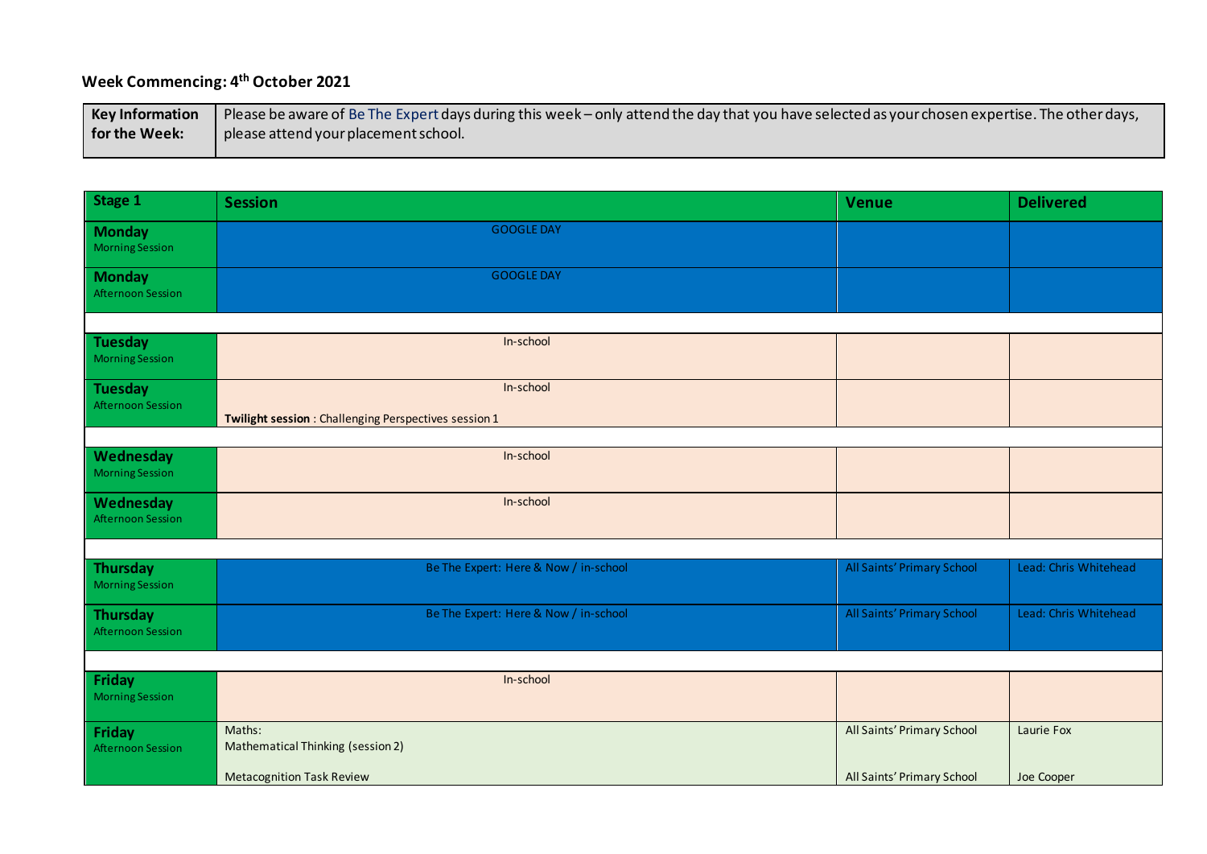**Week Commencing: 4th October 2021**

| Key Information for the Week: | Please be aware of Be The Expert days during this week – only attend the day that you have selected as your chosen expertise. The other days, please attend your placement school. |
|---|---|

| Stage 1 | Session | Venue | Delivered |
|---|---|---|---|
| **Monday** Morning Session | GOOGLE DAY | | |
| **Monday** Afternoon Session | GOOGLE DAY | | |
| | | | |
| **Tuesday** Morning Session | In-school | | |
| **Tuesday** Afternoon Session | In-school<br><br>**Twilight session** : Challenging Perspectives session 1 | | |
| | | | |
| **Wednesday** Morning Session | In-school | | |
| **Wednesday** Afternoon Session | In-school | | |
| | | | |
| **Thursday** Morning Session | Be The Expert: Here & Now / in-school | All Saints' Primary School | Lead: Chris Whitehead |
| **Thursday** Afternoon Session | Be The Expert: Here & Now / in-school | All Saints' Primary School | Lead: Chris Whitehead |
| | | | |
| **Friday** Morning Session | In-school | | |
| **Friday** Afternoon Session | Maths:<br>Mathematical Thinking (session 2)<br><br>Metacognition Task Review | All Saints' Primary School<br><br>All Saints' Primary School | Laurie Fox<br><br>Joe Cooper |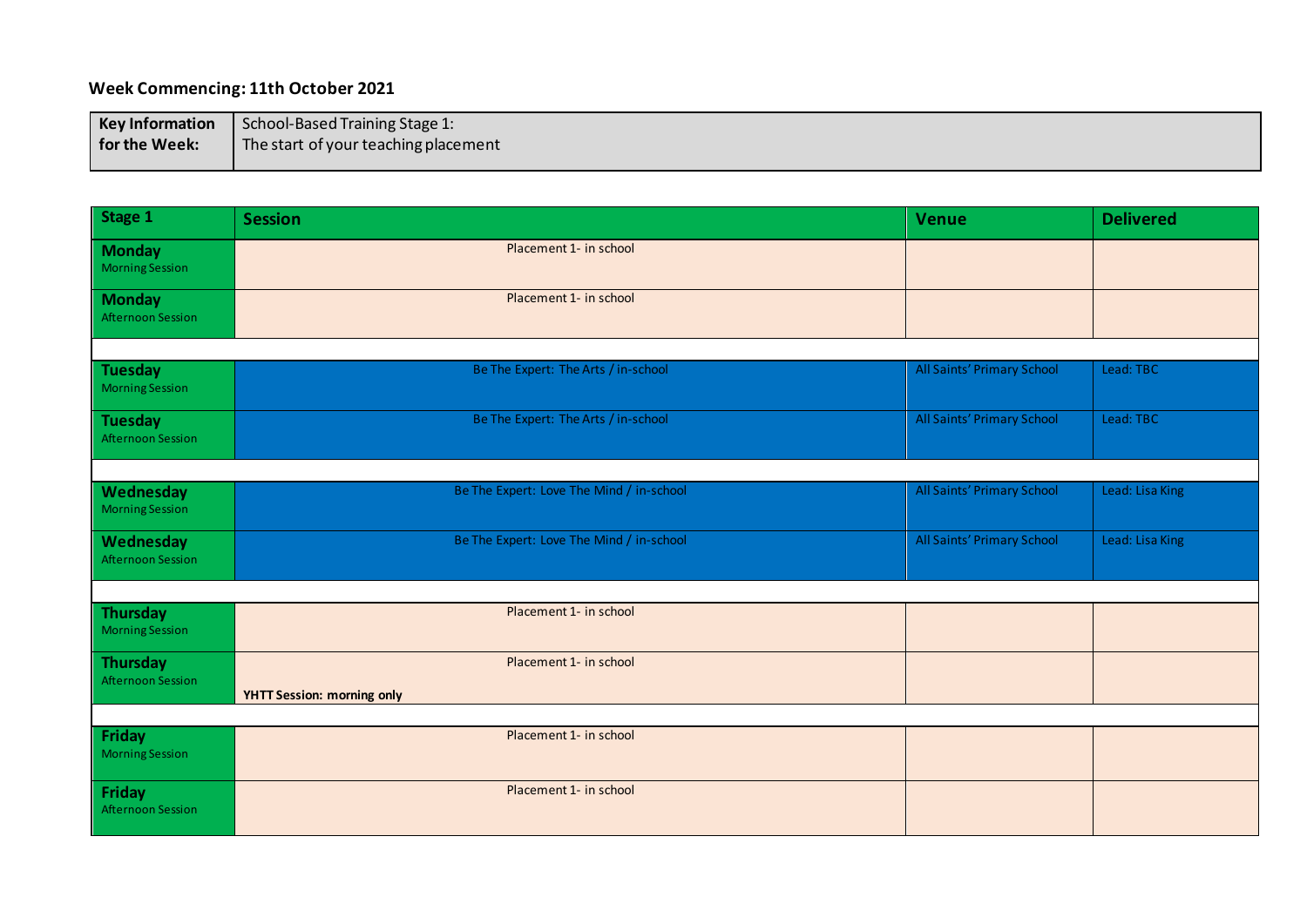## Week Commencing: 11th October 2021

| Key Information for the Week: | School-Based Training Stage 1: The start of your teaching placement |
| --- | --- |

| Stage 1 | Session | Venue | Delivered |
| --- | --- | --- | --- |
| **Monday** Morning Session | Placement 1- in school | | |
| **Monday** Afternoon Session | Placement 1- in school | | |
| **Tuesday** Morning Session | Be The Expert: The Arts / in-school | All Saints' Primary School | Lead: TBC |
| **Tuesday** Afternoon Session | Be The Expert: The Arts / in-school | All Saints' Primary School | Lead: TBC |
| **Wednesday** Morning Session | Be The Expert: Love The Mind / in-school | All Saints' Primary School | Lead: Lisa King |
| **Wednesday** Afternoon Session | Be The Expert: Love The Mind / in-school | All Saints' Primary School | Lead: Lisa King |
| **Thursday** Morning Session | Placement 1- in school | | |
| **Thursday** Afternoon Session | Placement 1- in school<br>**YHTT Session: morning only** | | |
| **Friday** Morning Session | Placement 1- in school | | |
| **Friday** Afternoon Session | Placement 1- in school | | |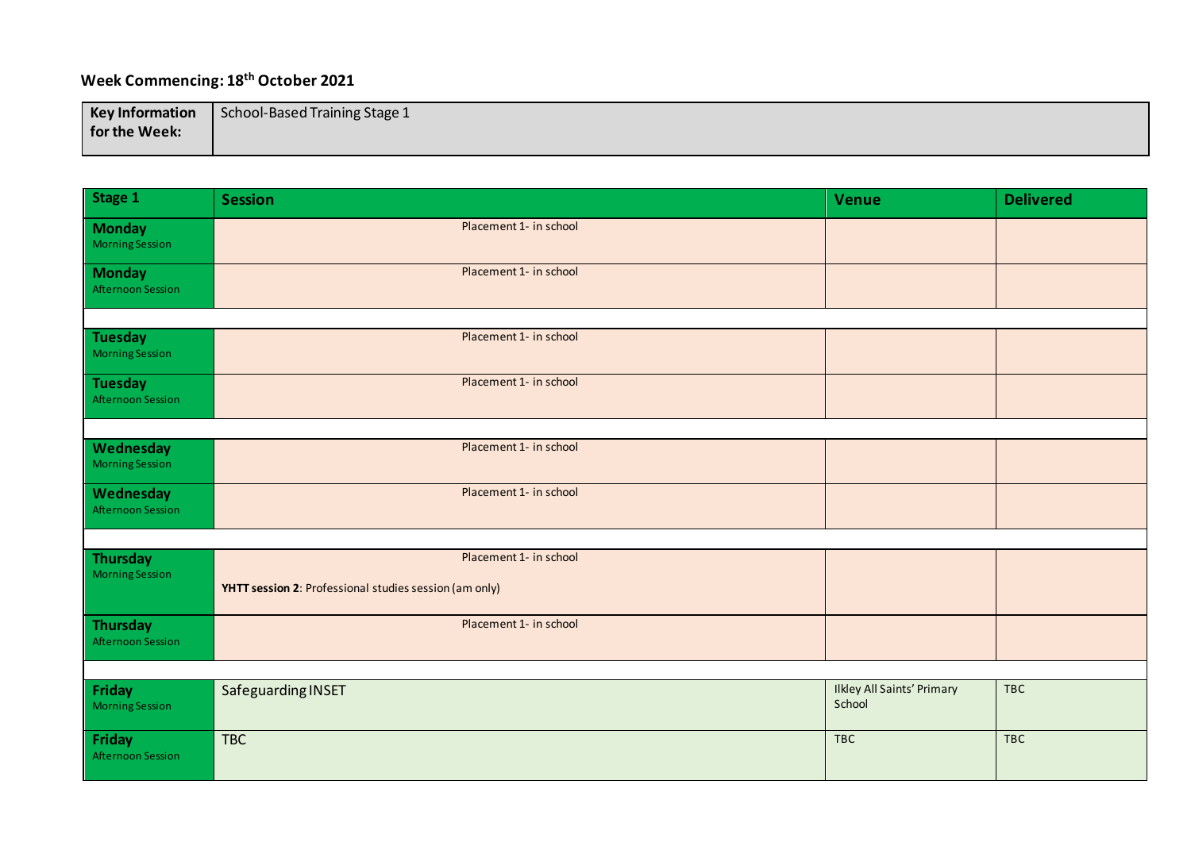## Week Commencing: 18th October 2021

| Key Information for the Week: | School-Based Training Stage 1 |
|---|---|

| Stage 1 | Session | Venue | Delivered |
|---|---|---|---|
| **Monday** Morning Session | Placement 1- in school | | |
| **Monday** Afternoon Session | Placement 1- in school | | |
| | | | |
| **Tuesday** Morning Session | Placement 1- in school | | |
| **Tuesday** Afternoon Session | Placement 1- in school | | |
| | | | |
| **Wednesday** Morning Session | Placement 1- in school | | |
| **Wednesday** Afternoon Session | Placement 1- in school | | |
| | | | |
| **Thursday** Morning Session | Placement 1- in school<br><br>**YHTT session 2**: Professional studies session (am only) | | |
| **Thursday** Afternoon Session | Placement 1- in school | | |
| | | | |
| **Friday** Morning Session | Safeguarding INSET | Ilkley All Saints' Primary School | TBC |
| **Friday** Afternoon Session | TBC | TBC | TBC |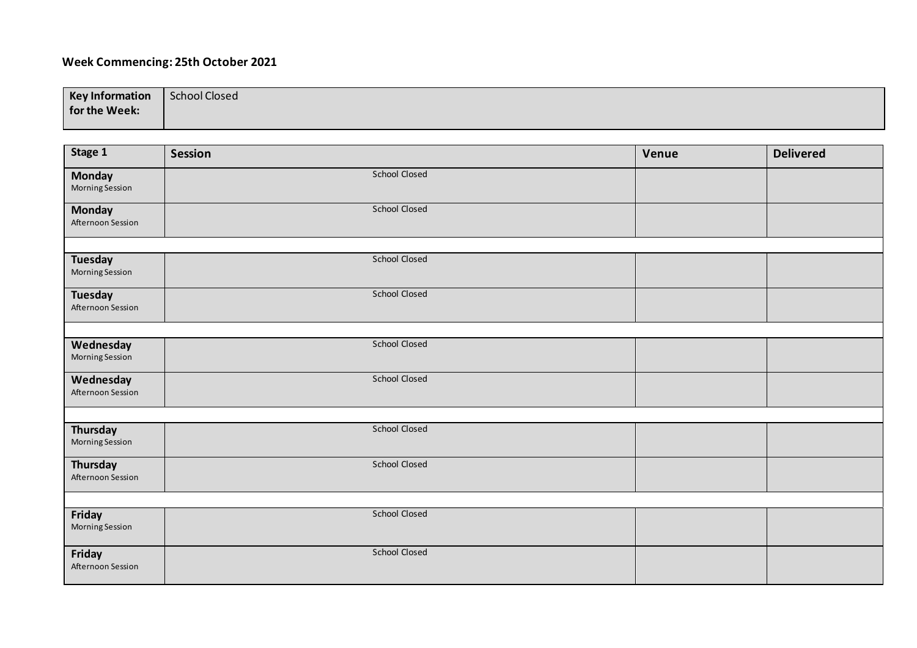**Week Commencing: 25th October 2021**

| Key Information for the Week: | School Closed |
|---|---|

| Stage 1 | Session | Venue | Delivered |
|---|---|---|---|
| **Monday** Morning Session | School Closed | | |
| **Monday** Afternoon Session | School Closed | | |
| | | | |
| **Tuesday** Morning Session | School Closed | | |
| **Tuesday** Afternoon Session | School Closed | | |
| | | | |
| **Wednesday** Morning Session | School Closed | | |
| **Wednesday** Afternoon Session | School Closed | | |
| | | | |
| **Thursday** Morning Session | School Closed | | |
| **Thursday** Afternoon Session | School Closed | | |
| | | | |
| **Friday** Morning Session | School Closed | | |
| **Friday** Afternoon Session | School Closed | | |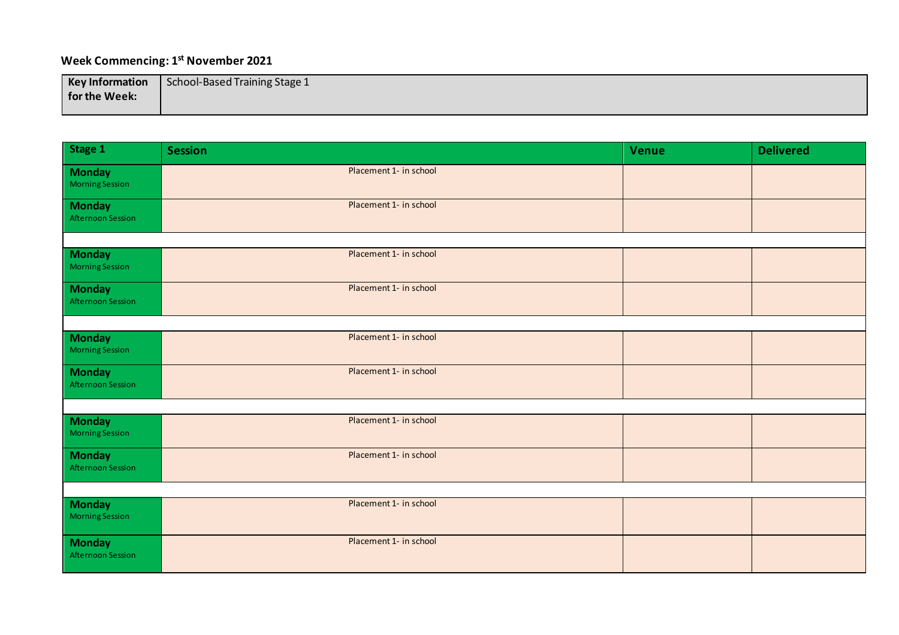**Week Commencing: 1st November 2021**

| Key Information for the Week: | School-Based Training Stage 1 |
|---|---|

| Stage 1 | Session | Venue | Delivered |
|---|---|---|---|
| **Monday** Morning Session | Placement 1- in school | | |
| **Monday** Afternoon Session | Placement 1- in school | | |
| | | | |
| **Monday** Morning Session | Placement 1- in school | | |
| **Monday** Afternoon Session | Placement 1- in school | | |
| | | | |
| **Monday** Morning Session | Placement 1- in school | | |
| **Monday** Afternoon Session | Placement 1- in school | | |
| | | | |
| **Monday** Morning Session | Placement 1- in school | | |
| **Monday** Afternoon Session | Placement 1- in school | | |
| | | | |
| **Monday** Morning Session | Placement 1- in school | | |
| **Monday** Afternoon Session | Placement 1- in school | | |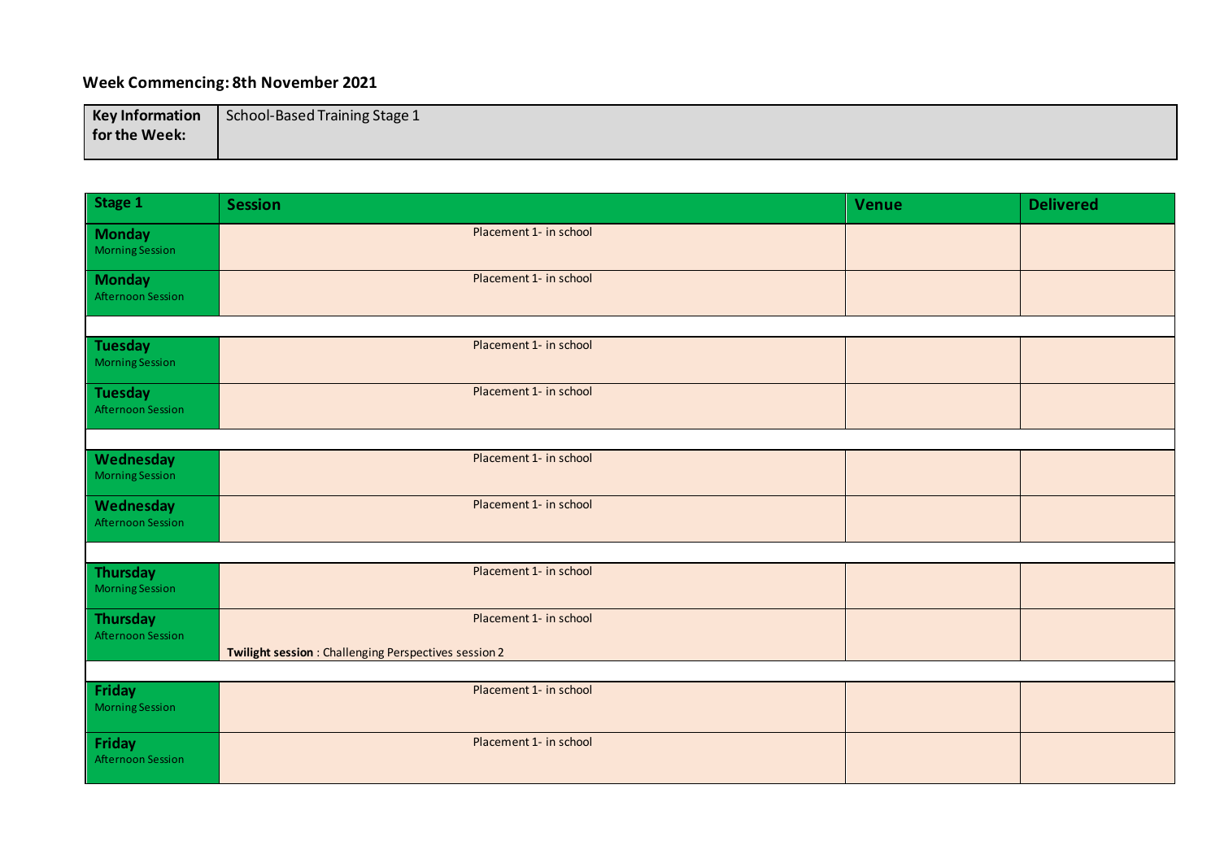**Week Commencing: 8th November 2021**

| **Key Information for the Week:** | School-Based Training Stage 1 |
|---|---|

| **Stage 1** | **Session** | **Venue** | **Delivered** |
|---|---|---|---|
| **Monday** Morning Session | Placement 1- in school | | |
| **Monday** Afternoon Session | Placement 1- in school | | |
| **Tuesday** Morning Session | Placement 1- in school | | |
| **Tuesday** Afternoon Session | Placement 1- in school | | |
| **Wednesday** Morning Session | Placement 1- in school | | |
| **Wednesday** Afternoon Session | Placement 1- in school | | |
| **Thursday** Morning Session | Placement 1- in school | | |
| **Thursday** Afternoon Session | Placement 1- in school<br><br>**Twilight session** : Challenging Perspectives session 2 | | |
| **Friday** Morning Session | Placement 1- in school | | |
| **Friday** Afternoon Session | Placement 1- in school | | |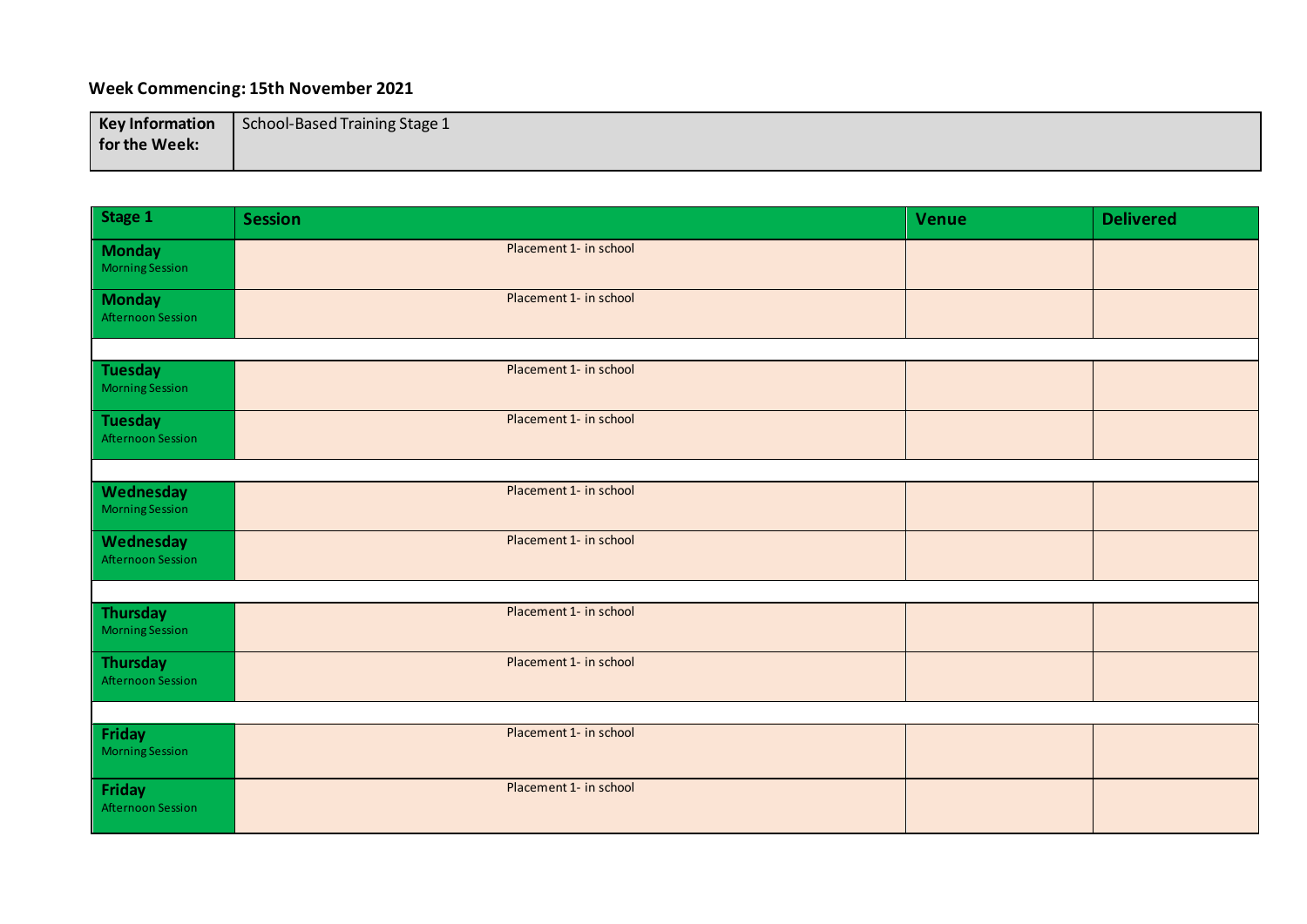**Week Commencing: 15th November 2021**

| Key Information for the Week: | School-Based Training Stage 1 |
| --- | --- |

| Stage 1 | Session | Venue | Delivered |
| --- | --- | --- | --- |
| **Monday** Morning Session | Placement 1- in school | | |
| **Monday** Afternoon Session | Placement 1- in school | | |
| | | | |
| **Tuesday** Morning Session | Placement 1- in school | | |
| **Tuesday** Afternoon Session | Placement 1- in school | | |
| | | | |
| **Wednesday** Morning Session | Placement 1- in school | | |
| **Wednesday** Afternoon Session | Placement 1- in school | | |
| | | | |
| **Thursday** Morning Session | Placement 1- in school | | |
| **Thursday** Afternoon Session | Placement 1- in school | | |
| | | | |
| **Friday** Morning Session | Placement 1- in school | | |
| **Friday** Afternoon Session | Placement 1- in school | | |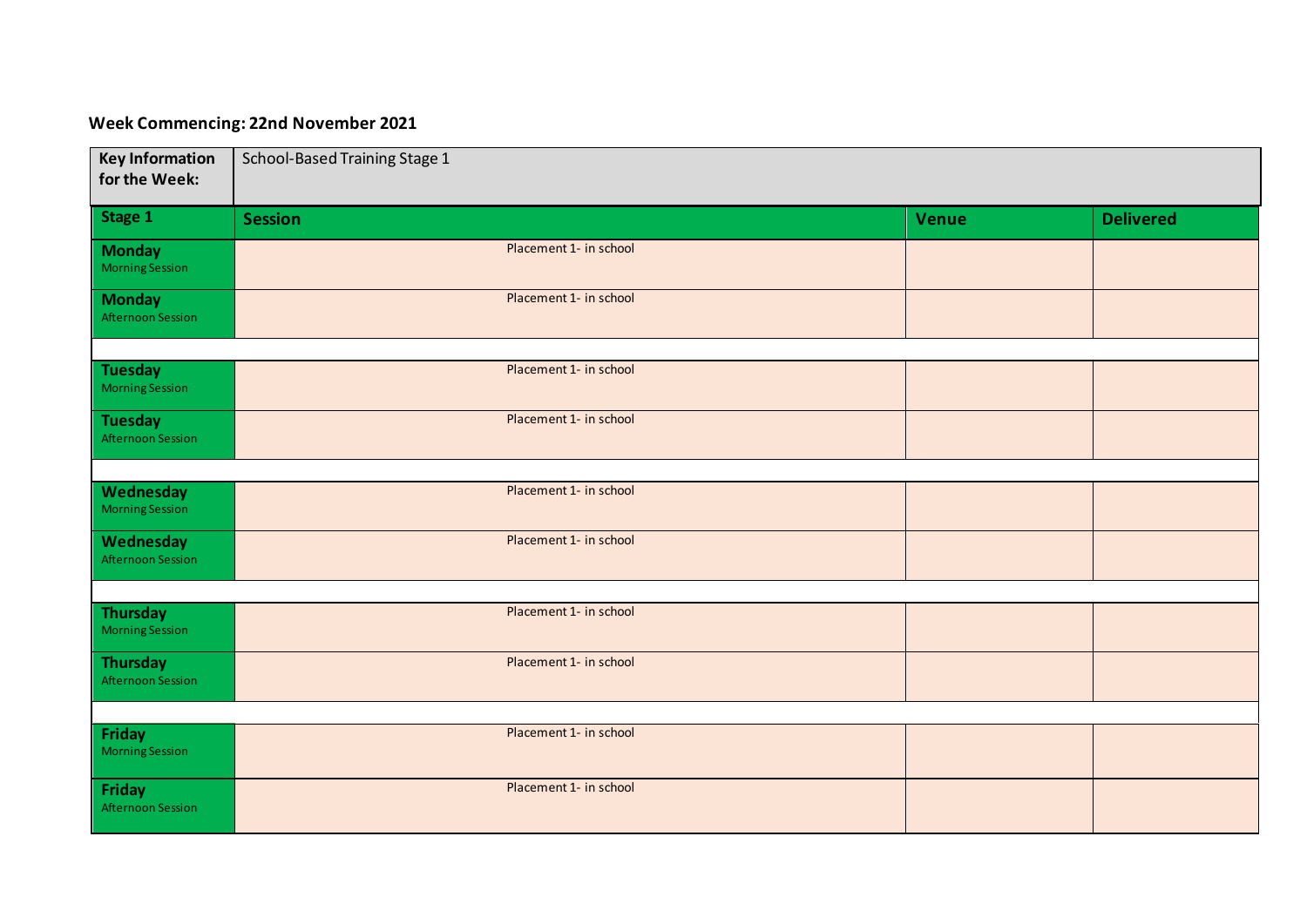**Week Commencing: 22nd November 2021**

| **Key Information for the Week:** | School-Based Training Stage 1 | | |
|---|---|---|---|
| **Stage 1** | **Session** | **Venue** | **Delivered** |
| **Monday** Morning Session | Placement 1- in school | | |
| **Monday** Afternoon Session | Placement 1- in school | | |
| | | | |
| **Tuesday** Morning Session | Placement 1- in school | | |
| **Tuesday** Afternoon Session | Placement 1- in school | | |
| | | | |
| **Wednesday** Morning Session | Placement 1- in school | | |
| **Wednesday** Afternoon Session | Placement 1- in school | | |
| | | | |
| **Thursday** Morning Session | Placement 1- in school | | |
| **Thursday** Afternoon Session | Placement 1- in school | | |
| | | | |
| **Friday** Morning Session | Placement 1- in school | | |
| **Friday** Afternoon Session | Placement 1- in school | | |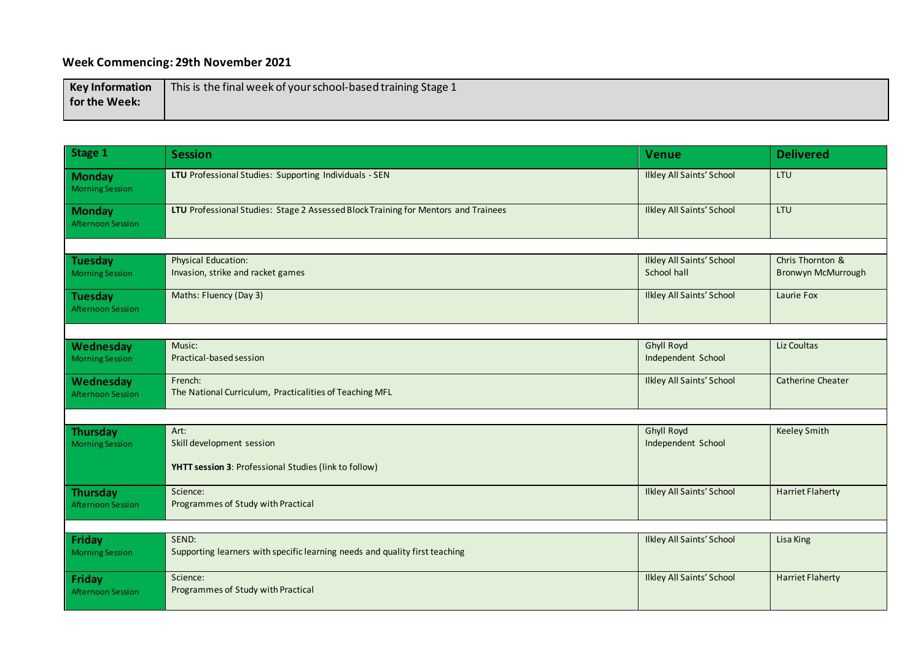## Week Commencing: 29th November 2021

| **Key Information for the Week:** | This is the final week of your school-based training Stage 1 |
|---|---|

| **Stage 1** | **Session** | **Venue** | **Delivered** |
|---|---|---|---|
| **Monday** Morning Session | **LTU** Professional Studies: Supporting Individuals - SEN | Ilkley All Saints' School | LTU |
| **Monday** Afternoon Session | **LTU** Professional Studies: Stage 2 Assessed Block Training for Mentors and Trainees | Ilkley All Saints' School | LTU |
| | | | |
| **Tuesday** Morning Session | Physical Education: Invasion, strike and racket games | Ilkley All Saints' School School hall | Chris Thornton & Bronwyn McMurrough |
| **Tuesday** Afternoon Session | Maths: Fluency (Day 3) | Ilkley All Saints' School | Laurie Fox |
| | | | |
| **Wednesday** Morning Session | Music: Practical-based session | Ghyll Royd Independent School | Liz Coultas |
| **Wednesday** Afternoon Session | French: The National Curriculum, Practicalities of Teaching MFL | Ilkley All Saints' School | Catherine Cheater |
| | | | |
| **Thursday** Morning Session | Art: Skill development session<br><br>**YHTT session 3**: Professional Studies (link to follow) | Ghyll Royd Independent School | Keeley Smith |
| **Thursday** Afternoon Session | Science: Programmes of Study with Practical | Ilkley All Saints' School | Harriet Flaherty |
| | | | |
| **Friday** Morning Session | SEND: Supporting learners with specific learning needs and quality first teaching | Ilkley All Saints' School | Lisa King |
| **Friday** Afternoon Session | Science: Programmes of Study with Practical | Ilkley All Saints' School | Harriet Flaherty |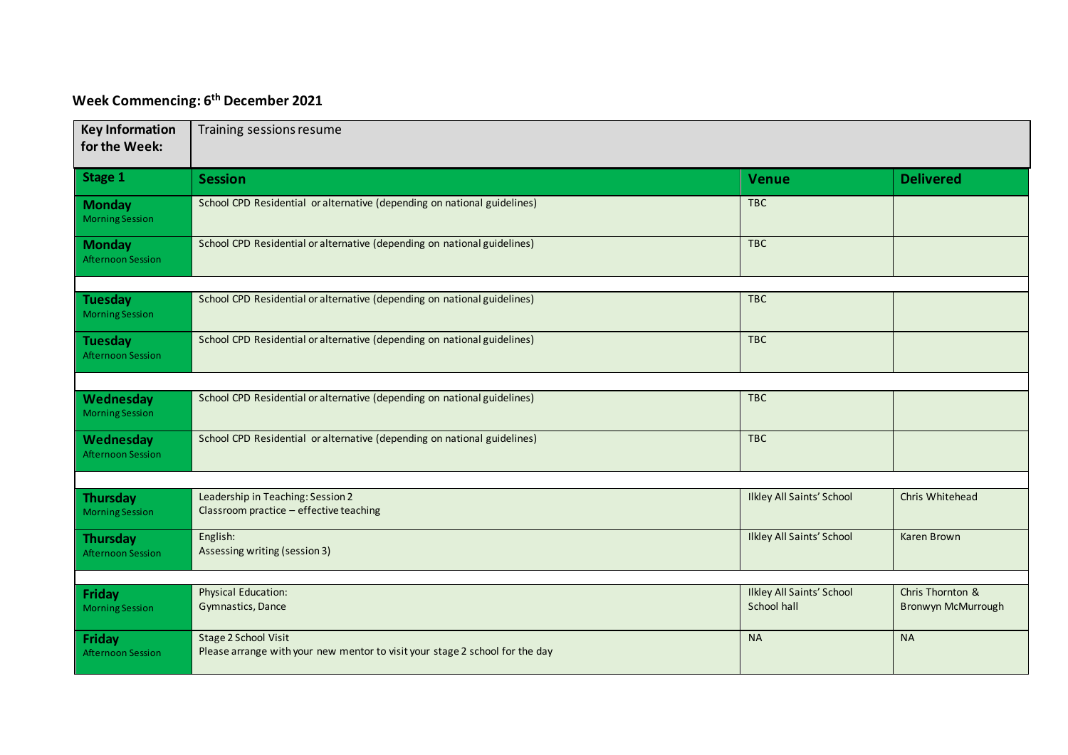## Week Commencing: 6th December 2021

| **Key Information for the Week:** | Training sessions resume | | |
|---|---|---|---|
| **Stage 1** | **Session** | **Venue** | **Delivered** |
| **Monday** Morning Session | School CPD Residential or alternative (depending on national guidelines) | TBC | |
| **Monday** Afternoon Session | School CPD Residential or alternative (depending on national guidelines) | TBC | |
| | | | |
| **Tuesday** Morning Session | School CPD Residential or alternative (depending on national guidelines) | TBC | |
| **Tuesday** Afternoon Session | School CPD Residential or alternative (depending on national guidelines) | TBC | |
| | | | |
| **Wednesday** Morning Session | School CPD Residential or alternative (depending on national guidelines) | TBC | |
| **Wednesday** Afternoon Session | School CPD Residential or alternative (depending on national guidelines) | TBC | |
| | | | |
| **Thursday** Morning Session | Leadership in Teaching: Session 2<br>Classroom practice – effective teaching | Ilkley All Saints' School | Chris Whitehead |
| **Thursday** Afternoon Session | English:<br>Assessing writing (session 3) | Ilkley All Saints' School | Karen Brown |
| | | | |
| **Friday** Morning Session | Physical Education:<br>Gymnastics, Dance | Ilkley All Saints' School<br>School hall | Chris Thornton &<br>Bronwyn McMurrough |
| **Friday** Afternoon Session | Stage 2 School Visit<br>Please arrange with your new mentor to visit your stage 2 school for the day | NA | NA |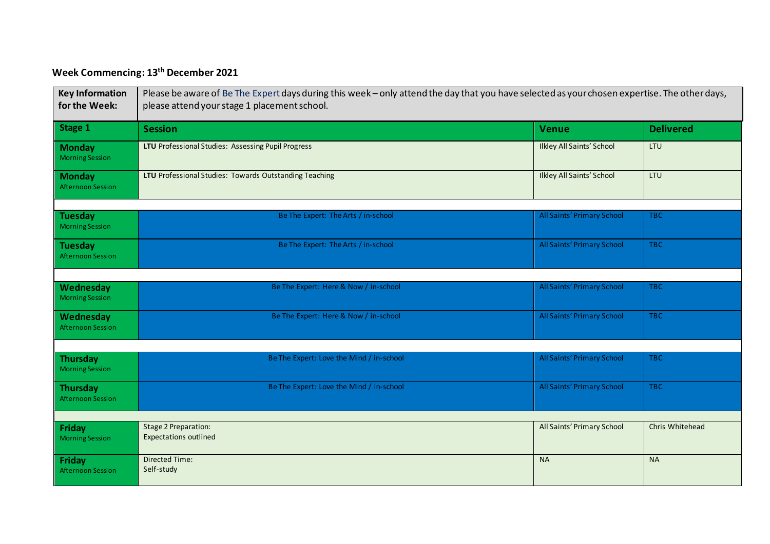## Week Commencing: 13th December 2021

| **Key Information for the Week:** | Please be aware of Be The Expert days during this week – only attend the day that you have selected as your chosen expertise. The other days, please attend your stage 1 placement school. | | |
|---|---|---|---|
| **Stage 1** | **Session** | **Venue** | **Delivered** |
| **Monday** Morning Session | **LTU** Professional Studies: Assessing Pupil Progress | Ilkley All Saints' School | LTU |
| **Monday** Afternoon Session | **LTU** Professional Studies: Towards Outstanding Teaching | Ilkley All Saints' School | LTU |
| **Tuesday** Morning Session | Be The Expert: The Arts / in-school | All Saints' Primary School | TBC |
| **Tuesday** Afternoon Session | Be The Expert: The Arts / in-school | All Saints' Primary School | TBC |
| **Wednesday** Morning Session | Be The Expert: Here & Now / in-school | All Saints' Primary School | TBC |
| **Wednesday** Afternoon Session | Be The Expert: Here & Now / in-school | All Saints' Primary School | TBC |
| **Thursday** Morning Session | Be The Expert: Love the Mind / in-school | All Saints' Primary School | TBC |
| **Thursday** Afternoon Session | Be The Expert: Love the Mind / in-school | All Saints' Primary School | TBC |
| **Friday** Morning Session | Stage 2 Preparation: Expectations outlined | All Saints' Primary School | Chris Whitehead |
| **Friday** Afternoon Session | Directed Time: Self-study | NA | NA |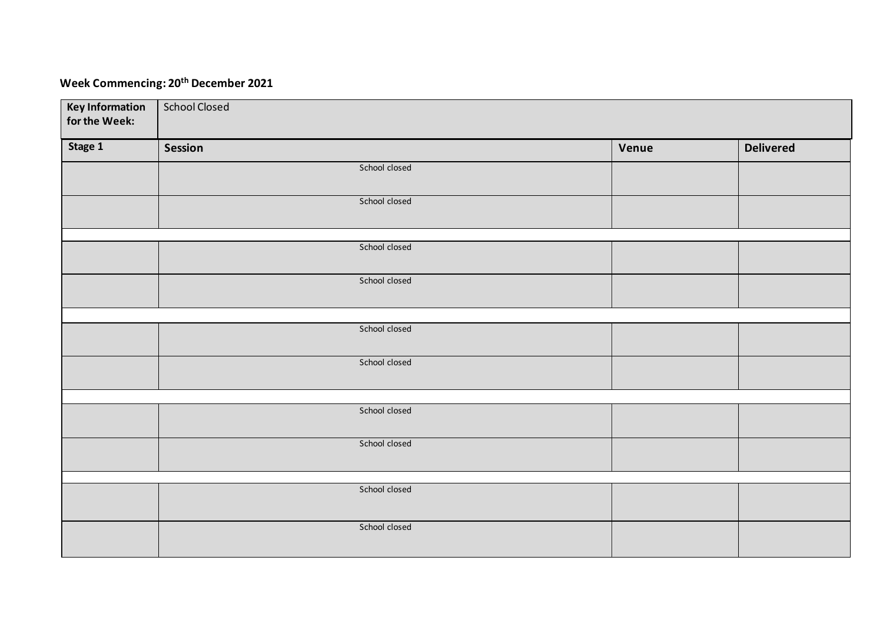**Week Commencing: 20th December 2021**

| Key Information for the Week: | School Closed | | |
|---|---|---|---|
| **Stage 1** | **Session** | **Venue** | **Delivered** |
| | School closed | | |
| | School closed | | |
| | | | |
| | School closed | | |
| | School closed | | |
| | | | |
| | School closed | | |
| | School closed | | |
| | | | |
| | School closed | | |
| | School closed | | |
| | | | |
| | School closed | | |
| | School closed | | |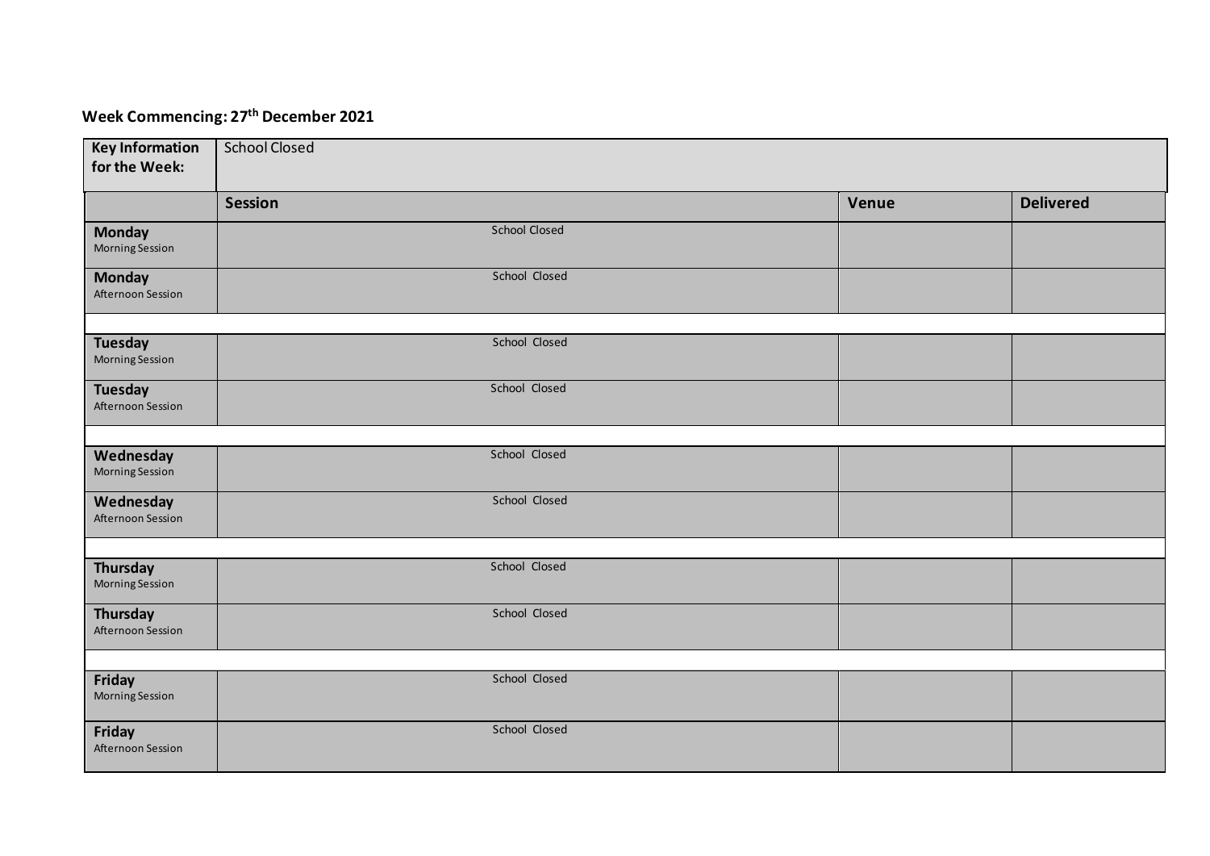**Week Commencing: 27th December 2021**

| **Key Information for the Week:** | School Closed | | |
|---|---|---|---|
| | **Session** | **Venue** | **Delivered** |
| **Monday** Morning Session | School Closed | | |
| **Monday** Afternoon Session | School Closed | | |
| | | | |
| **Tuesday** Morning Session | School Closed | | |
| **Tuesday** Afternoon Session | School Closed | | |
| | | | |
| **Wednesday** Morning Session | School Closed | | |
| **Wednesday** Afternoon Session | School Closed | | |
| | | | |
| **Thursday** Morning Session | School Closed | | |
| **Thursday** Afternoon Session | School Closed | | |
| | | | |
| **Friday** Morning Session | School Closed | | |
| **Friday** Afternoon Session | School Closed | | |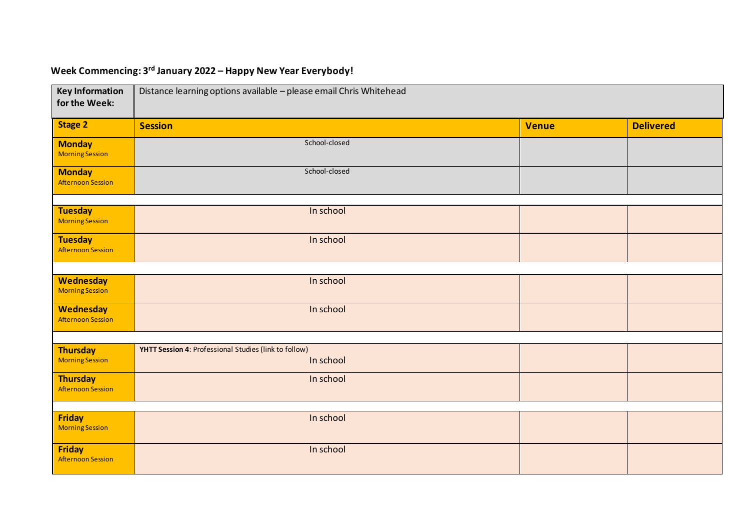**Week Commencing: 3rd January 2022 – Happy New Year Everybody!**

| **Key Information for the Week:** | Distance learning options available – please email Chris Whitehead | | |
|---|---|---|---|
| **Stage 2** | **Session** | **Venue** | **Delivered** |
| **Monday** Morning Session | School-closed | | |
| **Monday** Afternoon Session | School-closed | | |
| | | | |
| **Tuesday** Morning Session | In school | | |
| **Tuesday** Afternoon Session | In school | | |
| | | | |
| **Wednesday** Morning Session | In school | | |
| **Wednesday** Afternoon Session | In school | | |
| | | | |
| **Thursday** Morning Session | **YHTT Session 4**: Professional Studies (link to follow) In school | | |
| **Thursday** Afternoon Session | In school | | |
| | | | |
| **Friday** Morning Session | In school | | |
| **Friday** Afternoon Session | In school | | |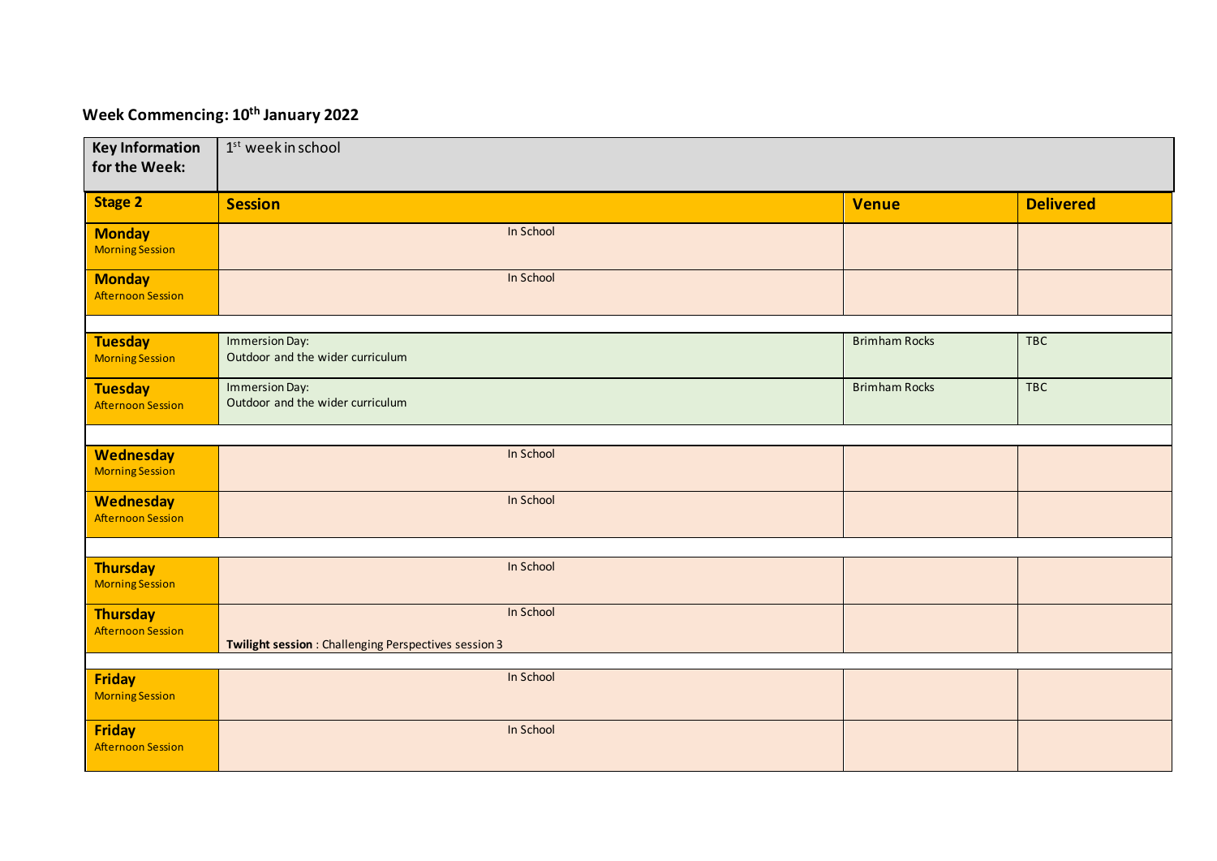**Week Commencing: 10th January 2022**

| **Key Information for the Week:** | 1st week in school | | |
|---|---|---|---|
| **Stage 2** | **Session** | **Venue** | **Delivered** |
| **Monday** Morning Session | In School | | |
| **Monday** Afternoon Session | In School | | |
| | | | |
| **Tuesday** Morning Session | Immersion Day: Outdoor and the wider curriculum | Brimham Rocks | TBC |
| **Tuesday** Afternoon Session | Immersion Day: Outdoor and the wider curriculum | Brimham Rocks | TBC |
| | | | |
| **Wednesday** Morning Session | In School | | |
| **Wednesday** Afternoon Session | In School | | |
| | | | |
| **Thursday** Morning Session | In School | | |
| **Thursday** Afternoon Session | In School<br>**Twilight session** : Challenging Perspectives session 3 | | |
| | | | |
| **Friday** Morning Session | In School | | |
| **Friday** Afternoon Session | In School | | |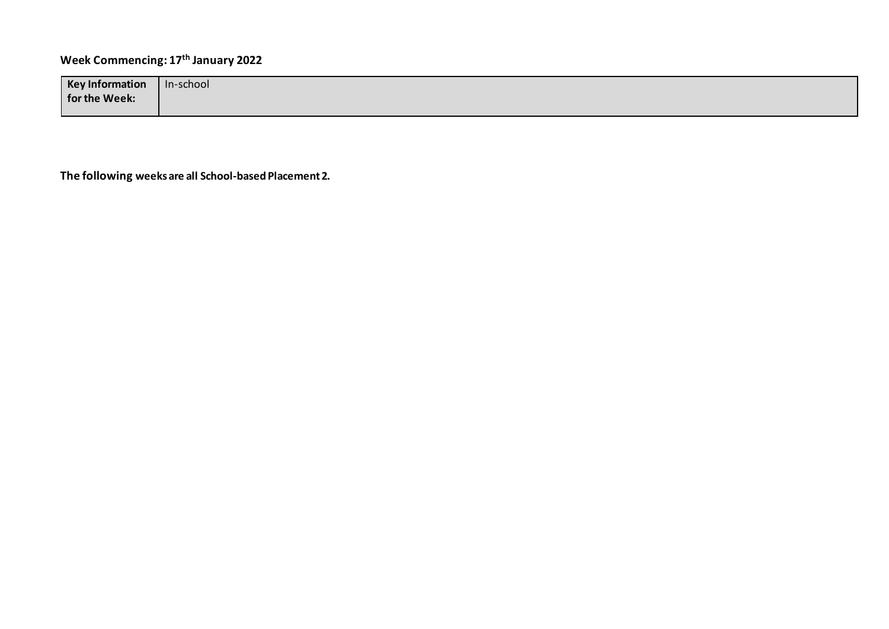**Week Commencing: 17th January 2022**

| **Key Information for the Week:** | In-school |
|---|---|

**The following weeks are all School-based Placement 2.**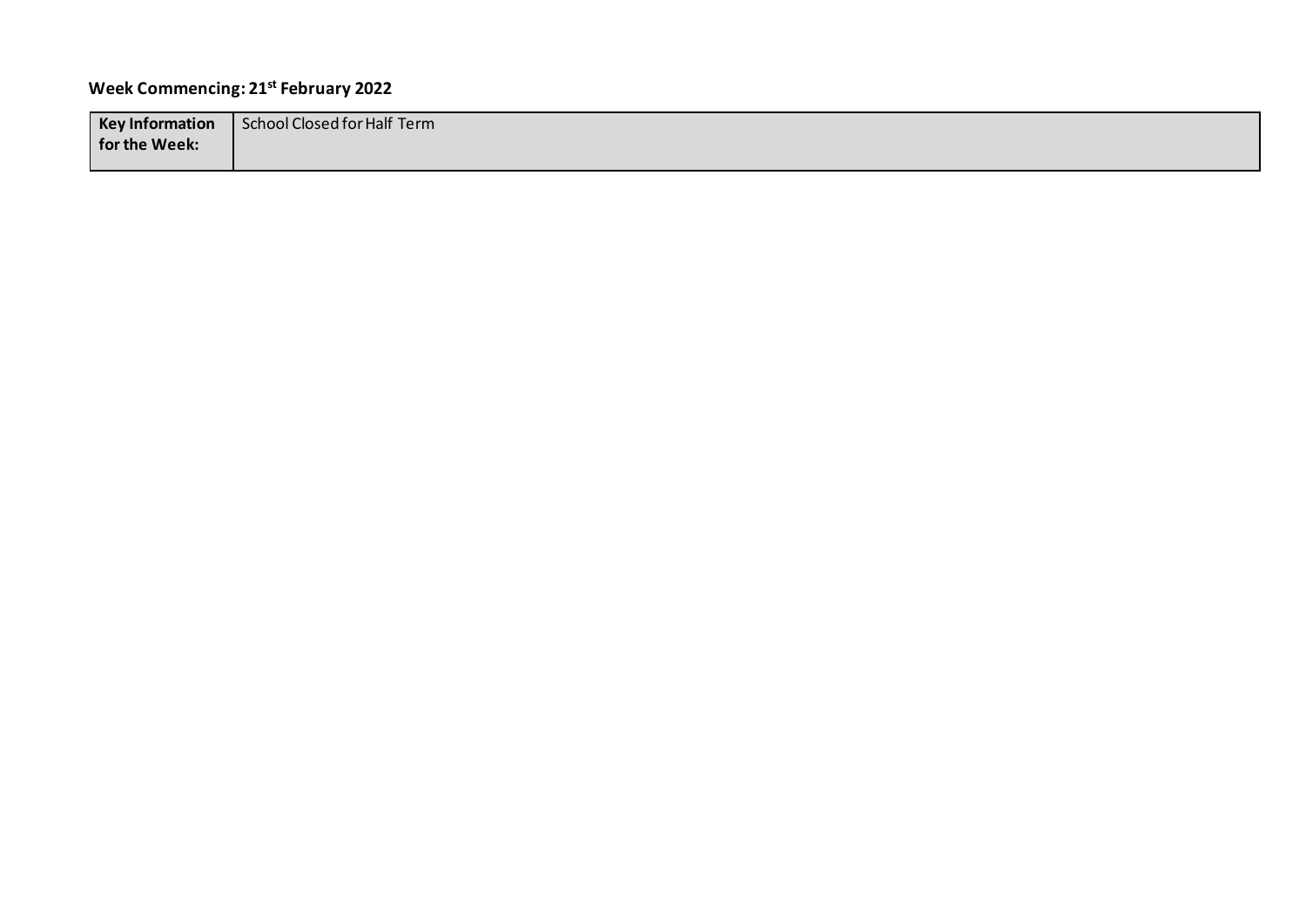**Week Commencing: 21st February 2022**

| **Key Information for the Week:** | School Closed for Half Term |
| --- | --- |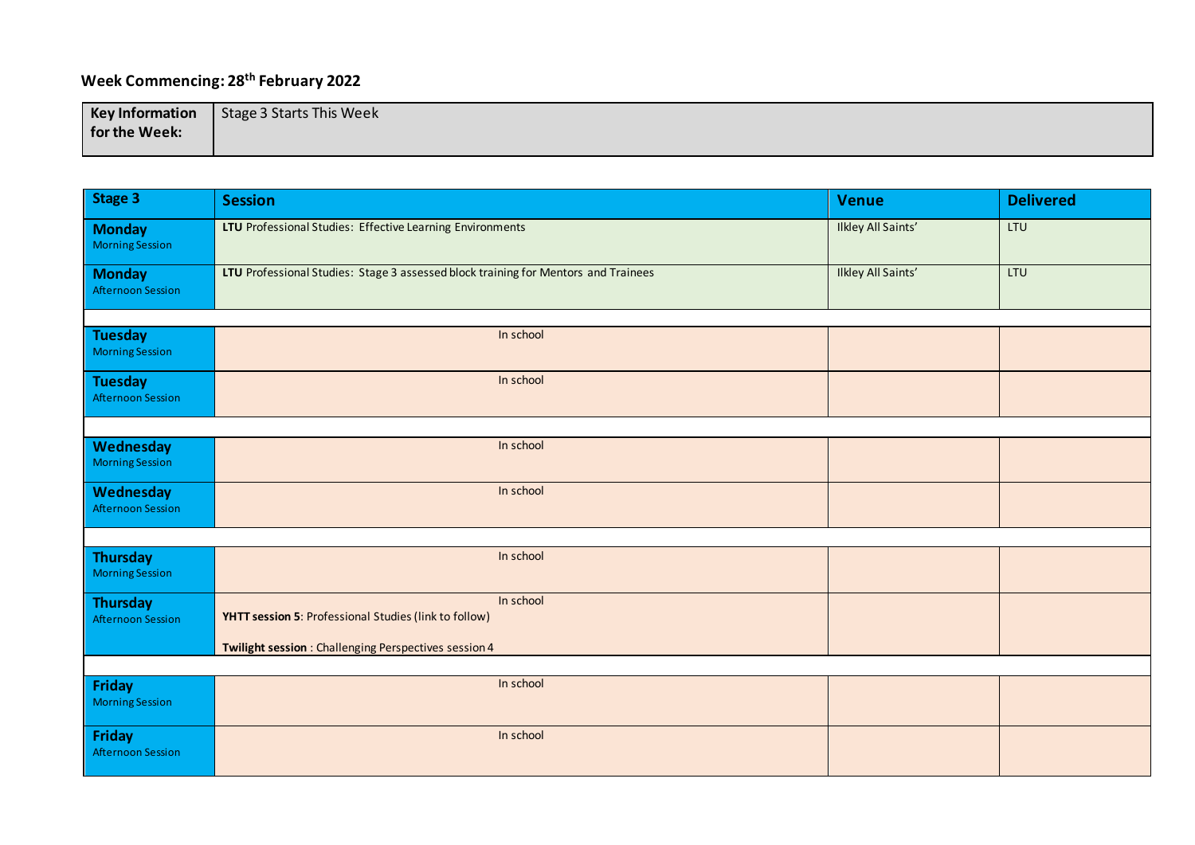## Week Commencing: 28th February 2022

| Key Information for the Week: | Stage 3 Starts This Week |
|---|---|

| Stage 3 | Session | Venue | Delivered |
|---|---|---|---|
| **Monday** Morning Session | **LTU** Professional Studies: Effective Learning Environments | Ilkley All Saints' | LTU |
| **Monday** Afternoon Session | **LTU** Professional Studies: Stage 3 assessed block training for Mentors and Trainees | Ilkley All Saints' | LTU |
| | | | |
| **Tuesday** Morning Session | In school | | |
| **Tuesday** Afternoon Session | In school | | |
| | | | |
| **Wednesday** Morning Session | In school | | |
| **Wednesday** Afternoon Session | In school | | |
| | | | |
| **Thursday** Morning Session | In school | | |
| **Thursday** Afternoon Session | In school<br>**YHTT session 5**: Professional Studies (link to follow)<br>**Twilight session** : Challenging Perspectives session 4 | | |
| | | | |
| **Friday** Morning Session | In school | | |
| **Friday** Afternoon Session | In school | | |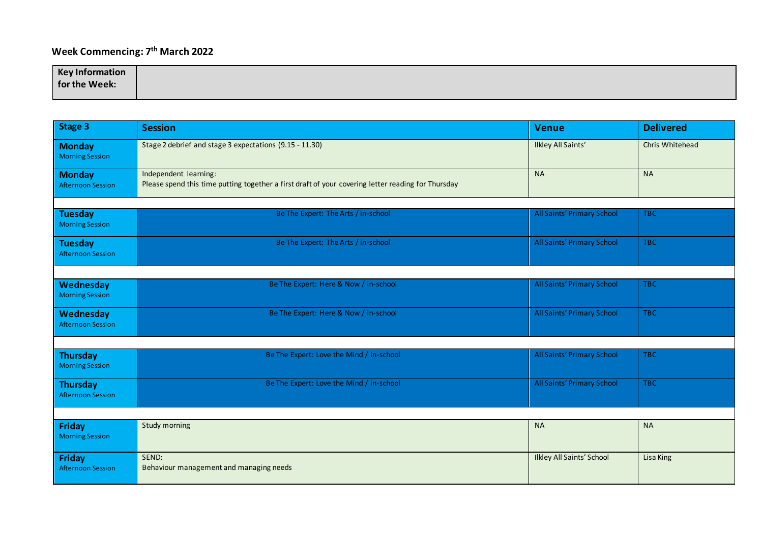## Week Commencing: 7th March 2022

| Key Information for the Week: | |
|---|---|

| Stage 3 | Session | Venue | Delivered |
|---|---|---|---|
| **Monday** Morning Session | Stage 2 debrief and stage 3 expectations (9.15 - 11.30) | Ilkley All Saints' | Chris Whitehead |
| **Monday** Afternoon Session | Independent learning:<br>Please spend this time putting together a first draft of your covering letter reading for Thursday | NA | NA |
| | | | |
| **Tuesday** Morning Session | Be The Expert: The Arts / in-school | All Saints' Primary School | TBC |
| **Tuesday** Afternoon Session | Be The Expert: The Arts / in-school | All Saints' Primary School | TBC |
| | | | |
| **Wednesday** Morning Session | Be The Expert: Here & Now / in-school | All Saints' Primary School | TBC |
| **Wednesday** Afternoon Session | Be The Expert: Here & Now / in-school | All Saints' Primary School | TBC |
| | | | |
| **Thursday** Morning Session | Be The Expert: Love the Mind / in-school | All Saints' Primary School | TBC |
| **Thursday** Afternoon Session | Be The Expert: Love the Mind / in-school | All Saints' Primary School | TBC |
| | | | |
| **Friday** Morning Session | Study morning | NA | NA |
| **Friday** Afternoon Session | SEND:<br>Behaviour management and managing needs | Ilkley All Saints' School | Lisa King |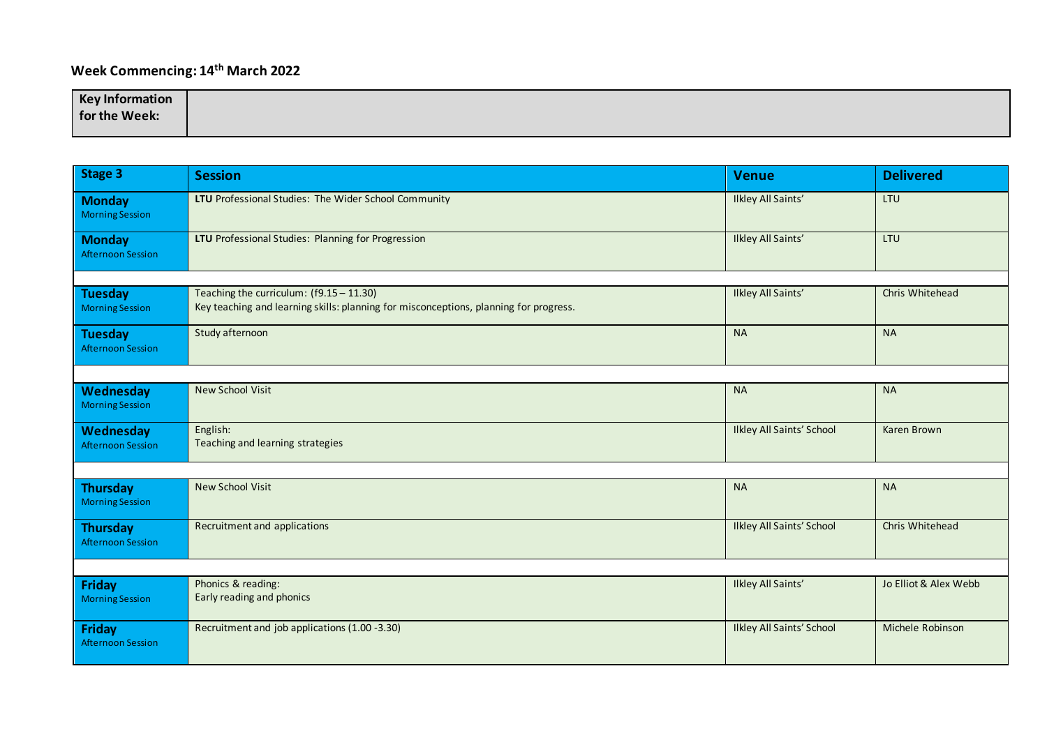## Week Commencing: 14th March 2022

| Key Information for the Week: | |
|---|---|

| Stage 3 | Session | Venue | Delivered |
|---|---|---|---|
| **Monday** Morning Session | **LTU** Professional Studies: The Wider School Community | Ilkley All Saints' | LTU |
| **Monday** Afternoon Session | **LTU** Professional Studies: Planning for Progression | Ilkley All Saints' | LTU |
| | | | |
| **Tuesday** Morning Session | Teaching the curriculum: (f9.15 – 11.30)<br>Key teaching and learning skills: planning for misconceptions, planning for progress. | Ilkley All Saints' | Chris Whitehead |
| **Tuesday** Afternoon Session | Study afternoon | NA | NA |
| | | | |
| **Wednesday** Morning Session | New School Visit | NA | NA |
| **Wednesday** Afternoon Session | English:<br>Teaching and learning strategies | Ilkley All Saints' School | Karen Brown |
| | | | |
| **Thursday** Morning Session | New School Visit | NA | NA |
| **Thursday** Afternoon Session | Recruitment and applications | Ilkley All Saints' School | Chris Whitehead |
| | | | |
| **Friday** Morning Session | Phonics & reading:<br>Early reading and phonics | Ilkley All Saints' | Jo Elliot & Alex Webb |
| **Friday** Afternoon Session | Recruitment and job applications (1.00 -3.30) | Ilkley All Saints' School | Michele Robinson |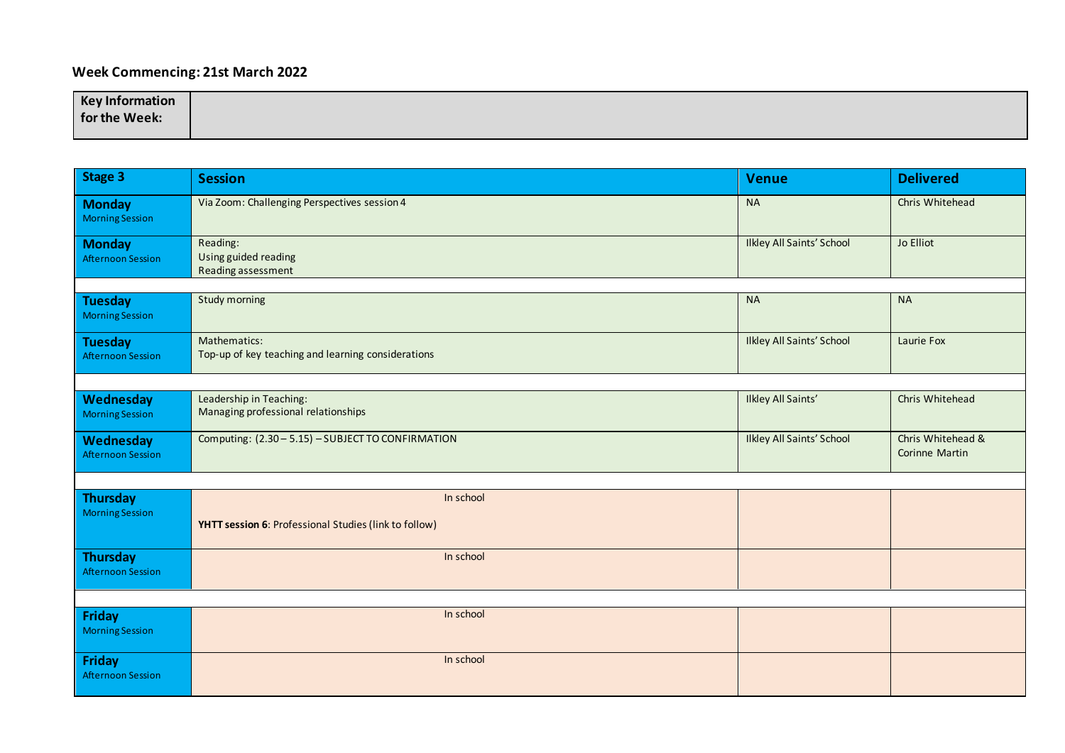## Week Commencing: 21st March 2022

| **Key Information for the Week:** | |
|---|---|

| **Stage 3** | **Session** | **Venue** | **Delivered** |
|---|---|---|---|
| **Monday** Morning Session | Via Zoom: Challenging Perspectives session 4 | NA | Chris Whitehead |
| **Monday** Afternoon Session | Reading: Using guided reading Reading assessment | Ilkley All Saints' School | Jo Elliot |
| | | | |
| **Tuesday** Morning Session | Study morning | NA | NA |
| **Tuesday** Afternoon Session | Mathematics: Top-up of key teaching and learning considerations | Ilkley All Saints' School | Laurie Fox |
| | | | |
| **Wednesday** Morning Session | Leadership in Teaching: Managing professional relationships | Ilkley All Saints' | Chris Whitehead |
| **Wednesday** Afternoon Session | Computing: (2.30 – 5.15) – SUBJECT TO CONFIRMATION | Ilkley All Saints' School | Chris Whitehead & Corinne Martin |
| | | | |
| **Thursday** Morning Session | In school **YHTT session 6**: Professional Studies (link to follow) | | |
| **Thursday** Afternoon Session | In school | | |
| | | | |
| **Friday** Morning Session | In school | | |
| **Friday** Afternoon Session | In school | | |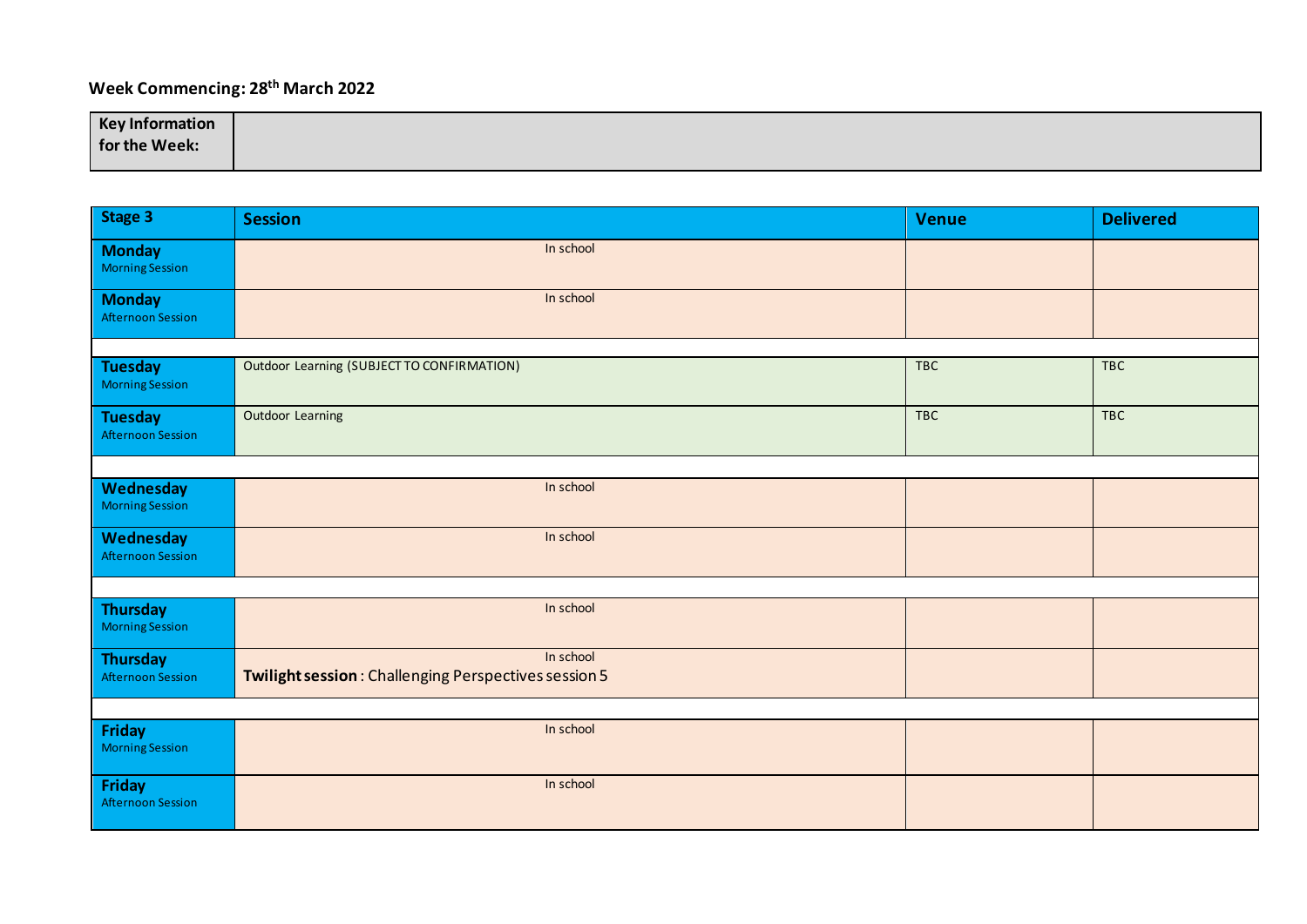**Week Commencing: 28th March 2022**

| Key Information for the Week: | |
|---|---|

| Stage 3 | Session | Venue | Delivered |
|---|---|---|---|
| **Monday** Morning Session | In school | | |
| **Monday** Afternoon Session | In school | | |
| **Tuesday** Morning Session | Outdoor Learning (SUBJECT TO CONFIRMATION) | TBC | TBC |
| **Tuesday** Afternoon Session | Outdoor Learning | TBC | TBC |
| **Wednesday** Morning Session | In school | | |
| **Wednesday** Afternoon Session | In school | | |
| **Thursday** Morning Session | In school | | |
| **Thursday** Afternoon Session | In school<br>**Twilight session** : Challenging Perspectives session 5 | | |
| **Friday** Morning Session | In school | | |
| **Friday** Afternoon Session | In school | | |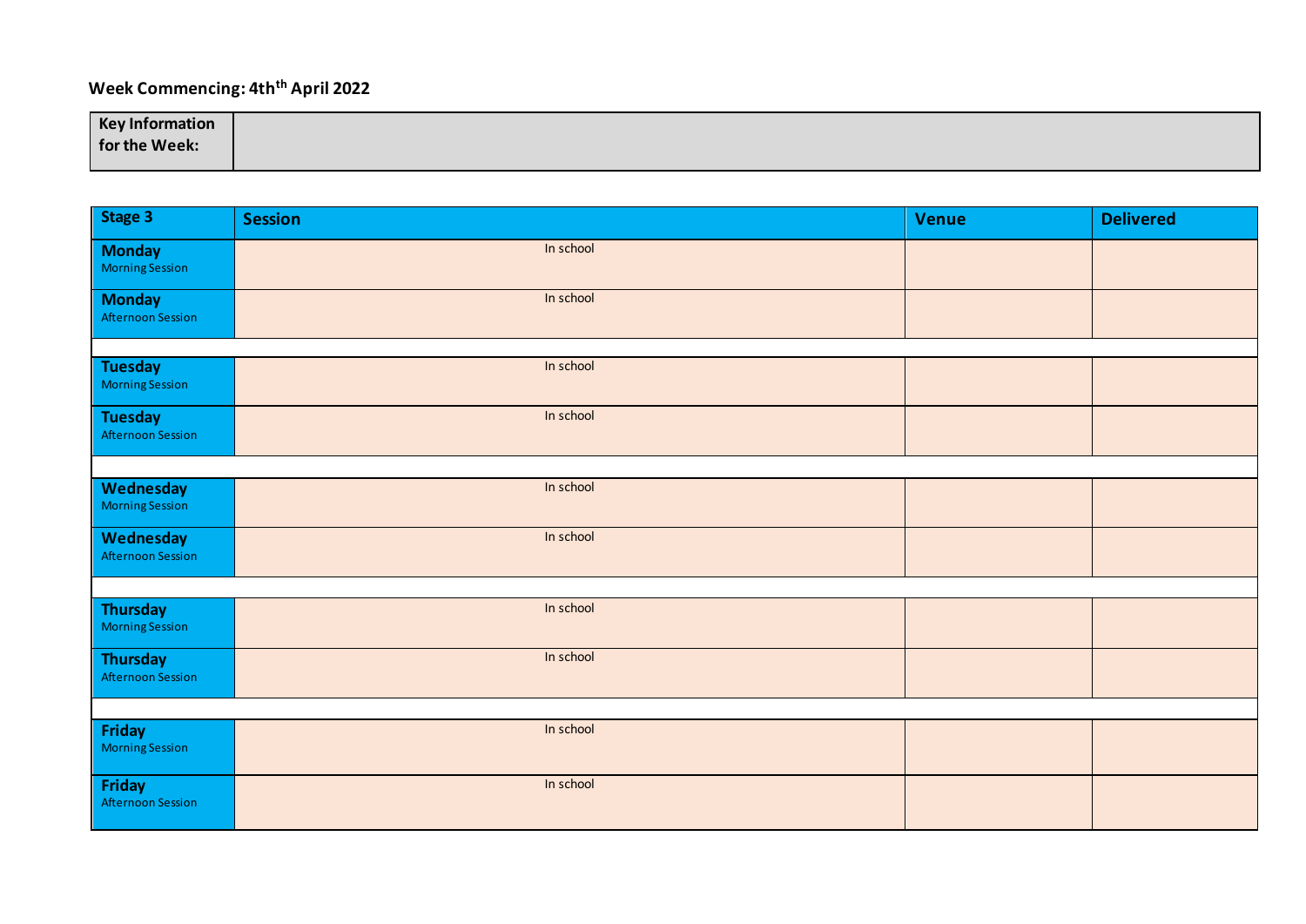**Week Commencing: 4th[th] April 2022**

| Key Information for the Week: | |
|---|---|

| Stage 3 | Session | Venue | Delivered |
|---|---|---|---|
| **Monday** Morning Session | In school | | |
| **Monday** Afternoon Session | In school | | |
| | | | |
| **Tuesday** Morning Session | In school | | |
| **Tuesday** Afternoon Session | In school | | |
| | | | |
| **Wednesday** Morning Session | In school | | |
| **Wednesday** Afternoon Session | In school | | |
| | | | |
| **Thursday** Morning Session | In school | | |
| **Thursday** Afternoon Session | In school | | |
| | | | |
| **Friday** Morning Session | In school | | |
| **Friday** Afternoon Session | In school | | |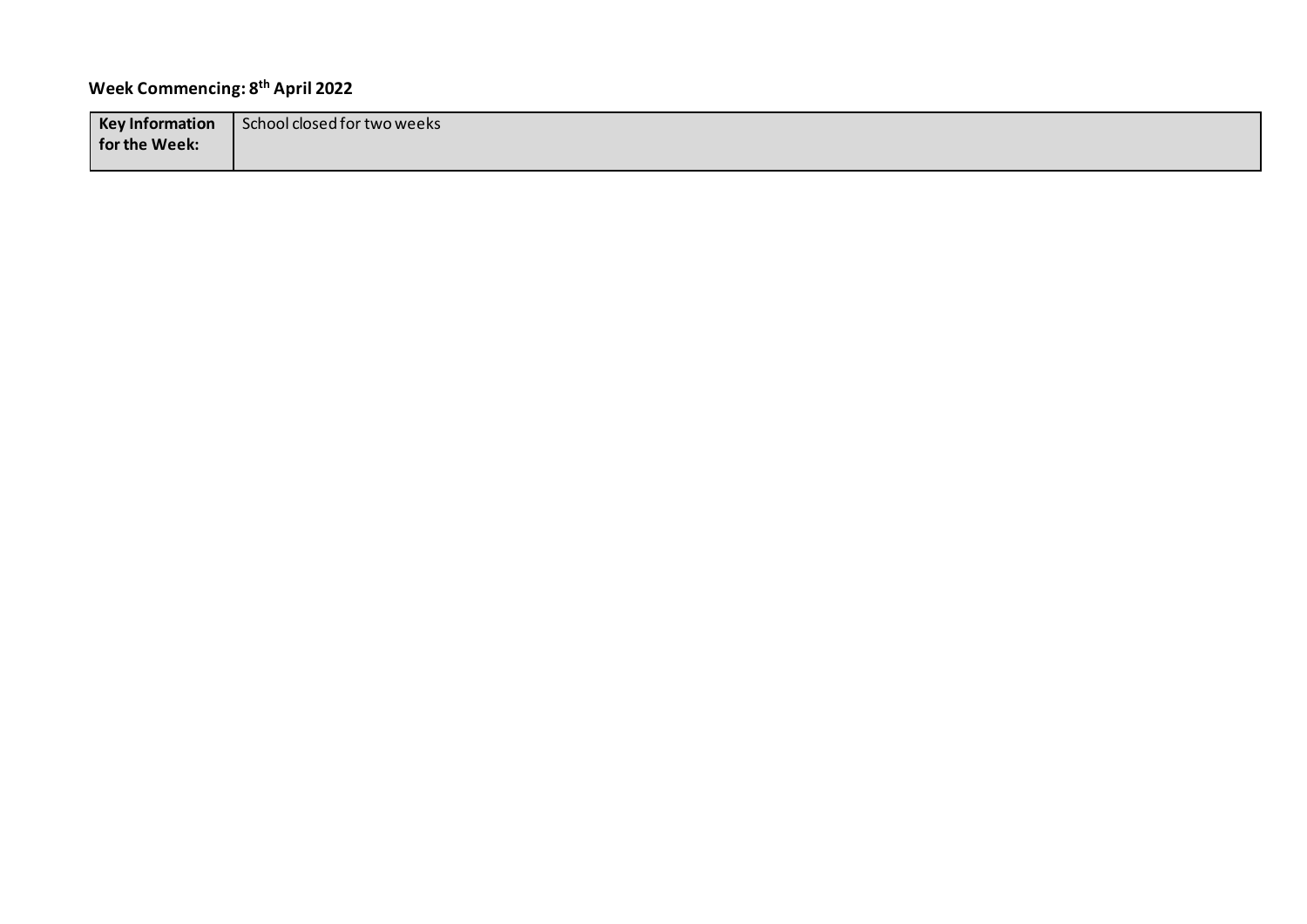**Week Commencing: 8th April 2022**

| **Key Information for the Week:** | School closed for two weeks |
| --- | --- |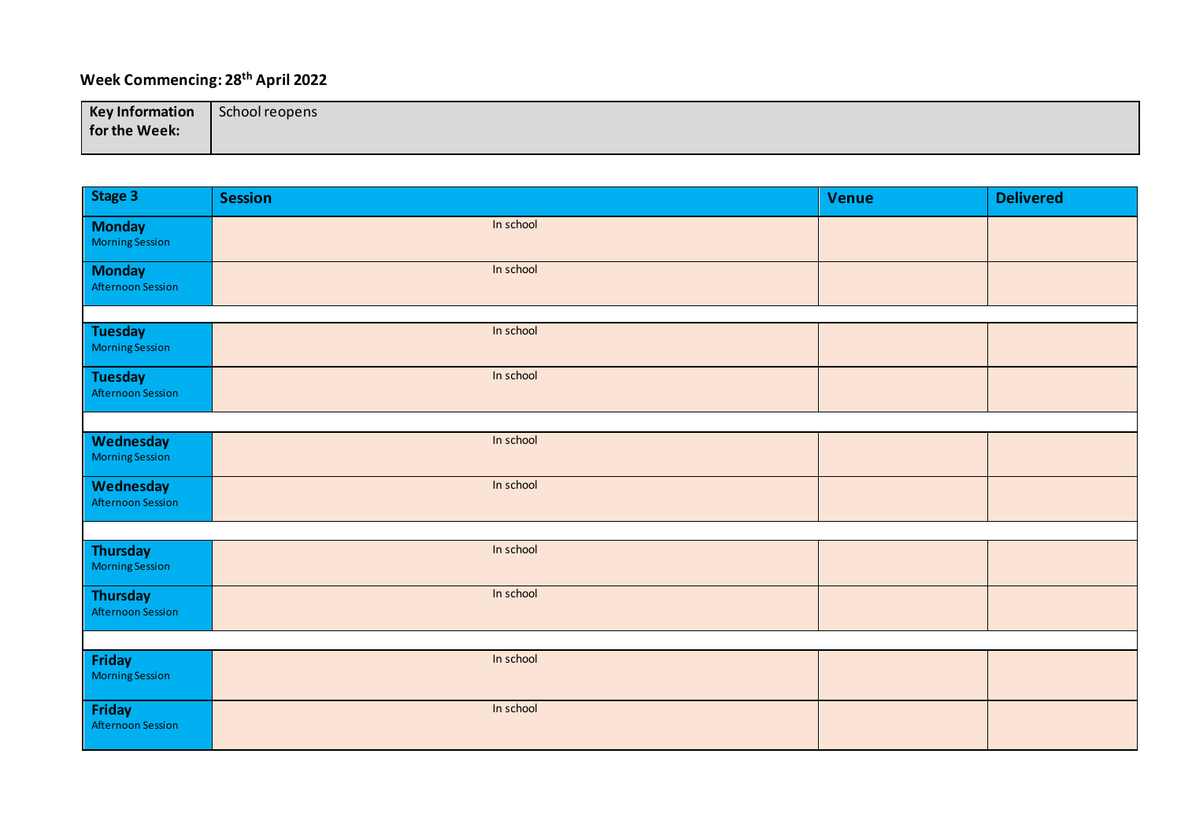**Week Commencing: 28th April 2022**

| Key Information for the Week: | School reopens |
|---|---|

| Stage 3 | Session | Venue | Delivered |
|---|---|---|---|
| **Monday** Morning Session | In school | | |
| **Monday** Afternoon Session | In school | | |
| | | | |
| **Tuesday** Morning Session | In school | | |
| **Tuesday** Afternoon Session | In school | | |
| | | | |
| **Wednesday** Morning Session | In school | | |
| **Wednesday** Afternoon Session | In school | | |
| | | | |
| **Thursday** Morning Session | In school | | |
| **Thursday** Afternoon Session | In school | | |
| | | | |
| **Friday** Morning Session | In school | | |
| **Friday** Afternoon Session | In school | | |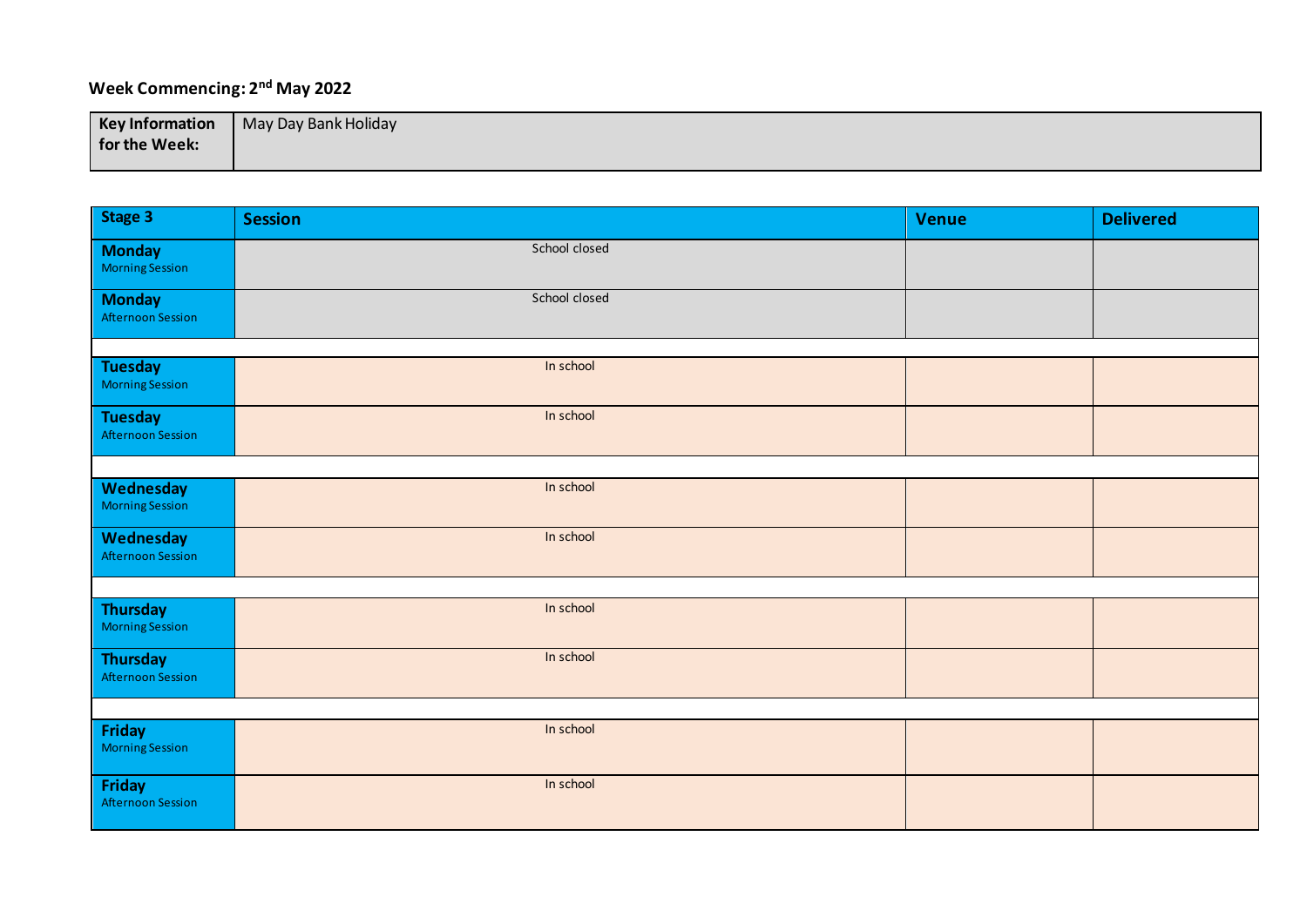**Week Commencing: 2nd May 2022**

| Key Information for the Week: | May Day Bank Holiday |
|---|---|

| Stage 3 | Session | Venue | Delivered |
|---|---|---|---|
| **Monday** Morning Session | School closed | | |
| **Monday** Afternoon Session | School closed | | |
| | | | |
| **Tuesday** Morning Session | In school | | |
| **Tuesday** Afternoon Session | In school | | |
| | | | |
| **Wednesday** Morning Session | In school | | |
| **Wednesday** Afternoon Session | In school | | |
| | | | |
| **Thursday** Morning Session | In school | | |
| **Thursday** Afternoon Session | In school | | |
| | | | |
| **Friday** Morning Session | In school | | |
| **Friday** Afternoon Session | In school | | |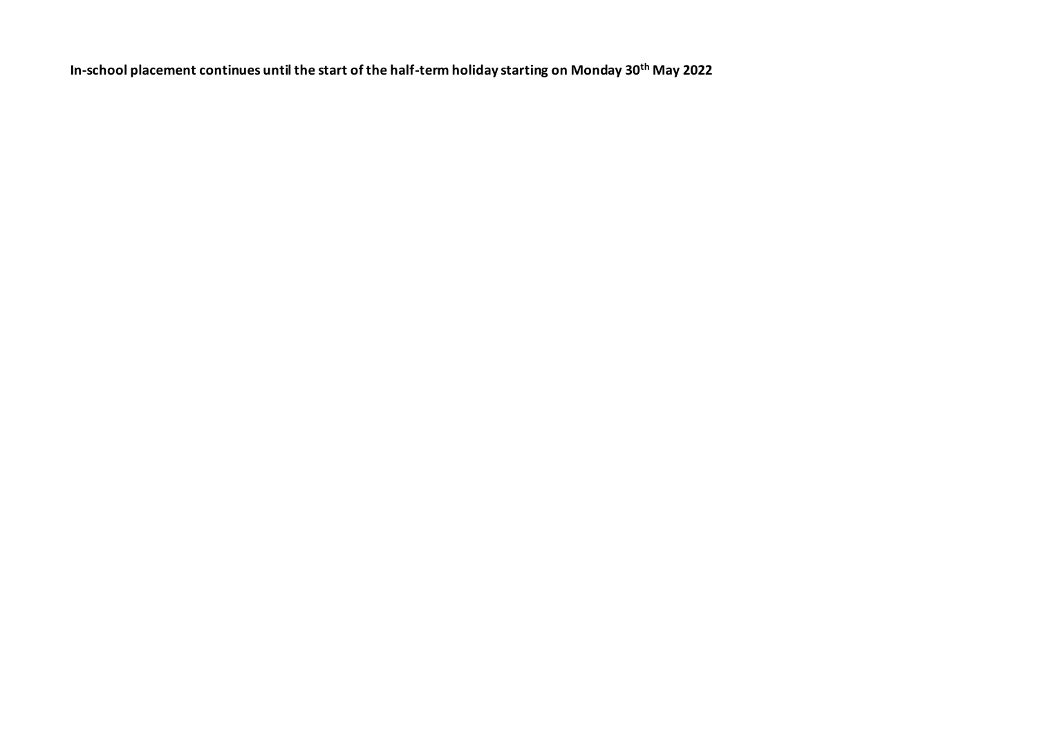**In-school placement continues until the start of the half-term holiday starting on Monday 30th May 2022**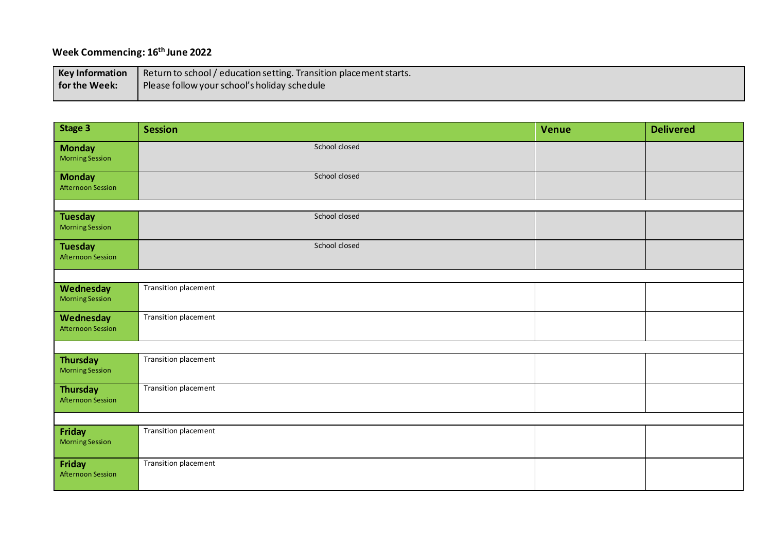**Week Commencing: 16th June 2022**

| Key Information for the Week: | Return to school / education setting. Transition placement starts. Please follow your school's holiday schedule |
|---|---|

| Stage 3 | Session | Venue | Delivered |
|---|---|---|---|
| **Monday** Morning Session | School closed | | |
| **Monday** Afternoon Session | School closed | | |
| **Tuesday** Morning Session | School closed | | |
| **Tuesday** Afternoon Session | School closed | | |
| **Wednesday** Morning Session | Transition placement | | |
| **Wednesday** Afternoon Session | Transition placement | | |
| **Thursday** Morning Session | Transition placement | | |
| **Thursday** Afternoon Session | Transition placement | | |
| **Friday** Morning Session | Transition placement | | |
| **Friday** Afternoon Session | Transition placement | | |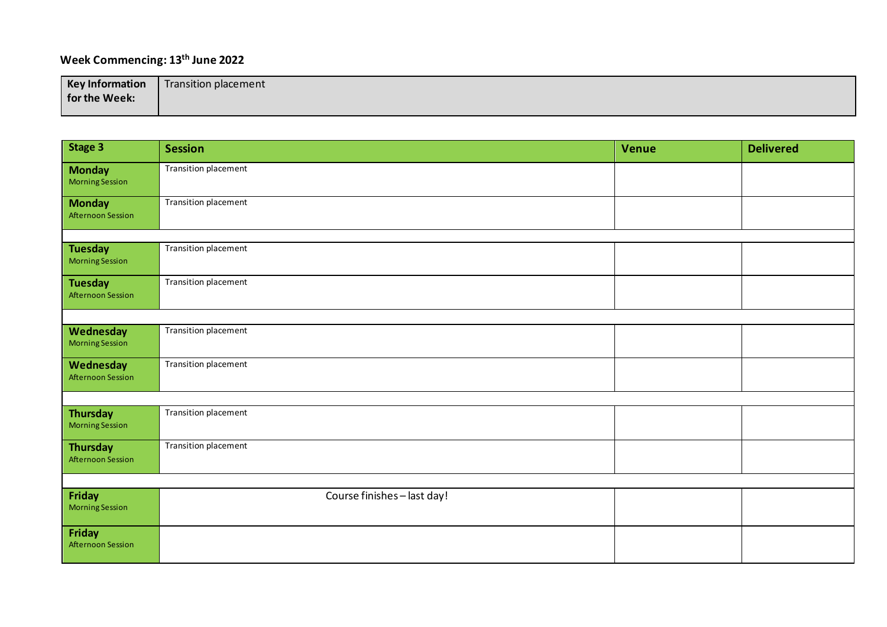**Week Commencing: 13th June 2022**

| Key Information for the Week: | Transition placement |
|---|---|

| Stage 3 | Session | Venue | Delivered |
|---|---|---|---|
| **Monday** Morning Session | Transition placement | | |
| **Monday** Afternoon Session | Transition placement | | |
| | | | |
| **Tuesday** Morning Session | Transition placement | | |
| **Tuesday** Afternoon Session | Transition placement | | |
| | | | |
| **Wednesday** Morning Session | Transition placement | | |
| **Wednesday** Afternoon Session | Transition placement | | |
| | | | |
| **Thursday** Morning Session | Transition placement | | |
| **Thursday** Afternoon Session | Transition placement | | |
| | | | |
| **Friday** Morning Session | Course finishes – last day! | | |
| **Friday** Afternoon Session | | | |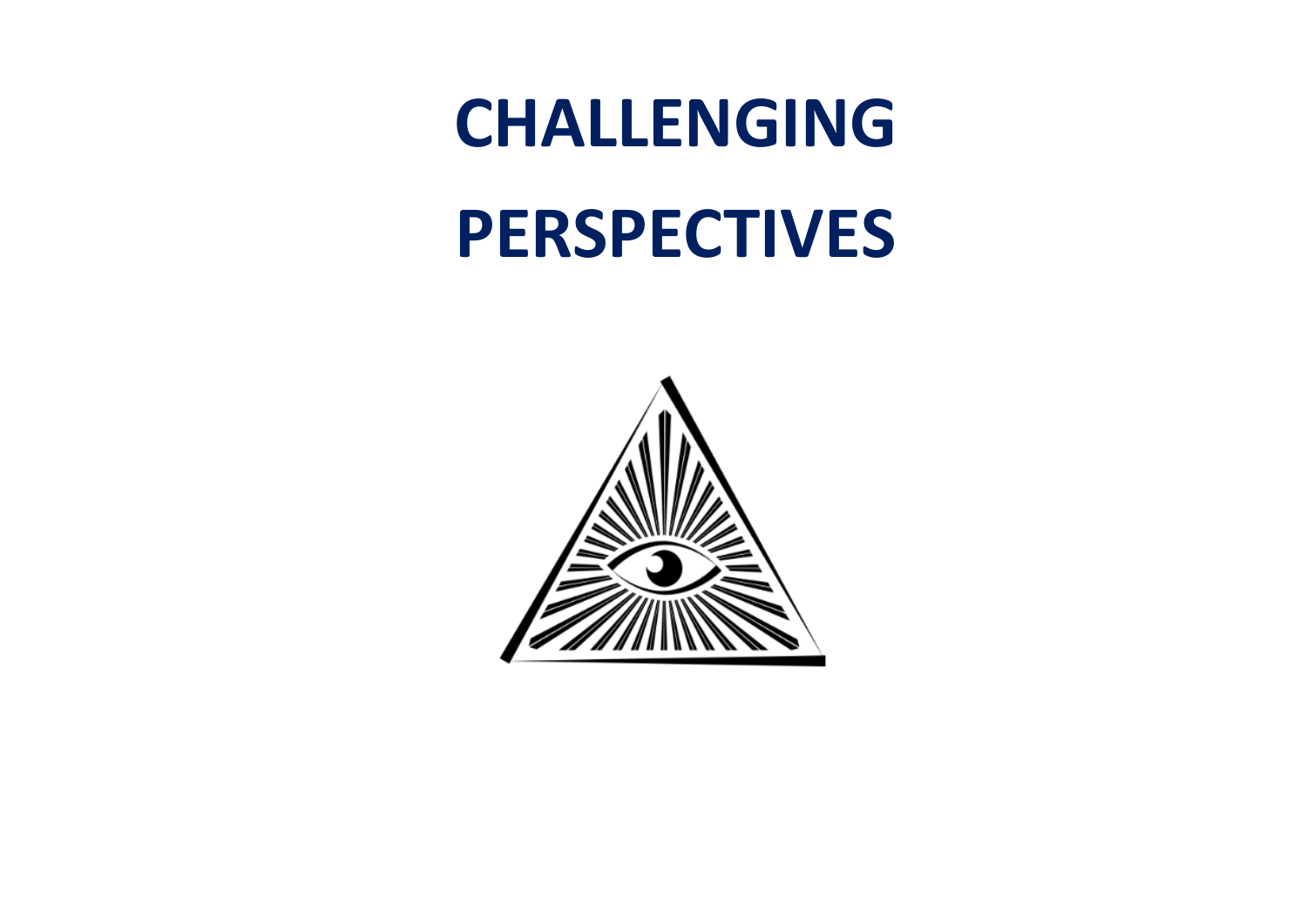# CHALLENGING PERSPECTIVES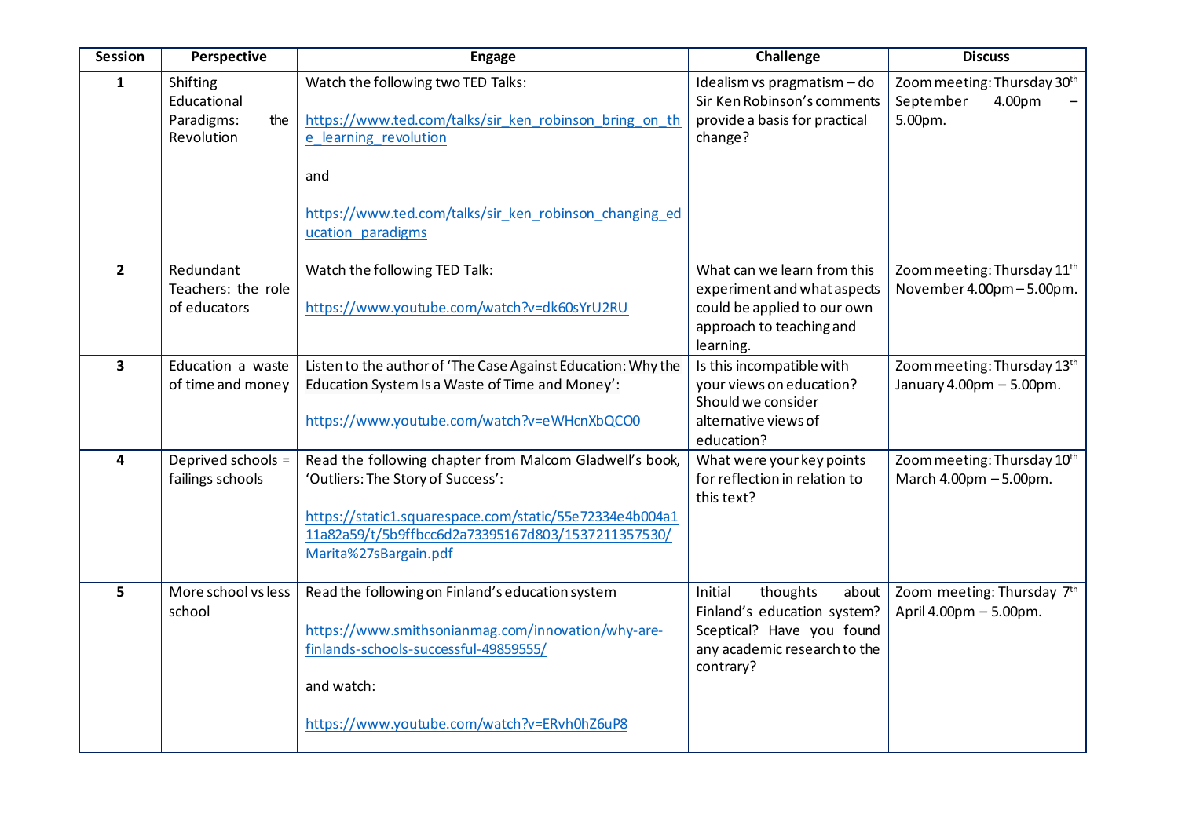| Session | Perspective | Engage | Challenge | Discuss |
|---|---|---|---|---|
| **1** | Shifting Educational Paradigms: the Revolution | Watch the following two TED Talks:<br><br>https://www.ted.com/talks/sir_ken_robinson_bring_on_the_learning_revolution<br><br>and<br><br>https://www.ted.com/talks/sir_ken_robinson_changing_education_paradigms | Idealism vs pragmatism – do Sir Ken Robinson's comments provide a basis for practical change? | Zoom meeting: Thursday 30th September 4.00pm – 5.00pm. |
| **2** | Redundant Teachers: the role of educators | Watch the following TED Talk:<br><br>https://www.youtube.com/watch?v=dk60sYrU2RU | What can we learn from this experiment and what aspects could be applied to our own approach to teaching and learning. | Zoom meeting: Thursday 11th November 4.00pm – 5.00pm. |
| **3** | Education a waste of time and money | Listen to the author of 'The Case Against Education: Why the Education System Is a Waste of Time and Money':<br><br>https://www.youtube.com/watch?v=eWHcnXbQCO0 | Is this incompatible with your views on education? Should we consider alternative views of education? | Zoom meeting: Thursday 13th January 4.00pm – 5.00pm. |
| **4** | Deprived schools = failings schools | Read the following chapter from Malcom Gladwell's book, 'Outliers: The Story of Success':<br><br>https://static1.squarespace.com/static/55e72334e4b004a111a82a59/t/5b9ffbcc6d2a73395167d803/1537211357530/Marita%27sBargain.pdf | What were your key points for reflection in relation to this text? | Zoom meeting: Thursday 10th March 4.00pm – 5.00pm. |
| **5** | More school vs less school | Read the following on Finland's education system<br><br>https://www.smithsonianmag.com/innovation/why-are-finlands-schools-successful-49859555/<br><br>and watch:<br><br>https://www.youtube.com/watch?v=ERvh0hZ6uP8 | Initial thoughts about Finland's education system? Sceptical? Have you found any academic research to the contrary? | Zoom meeting: Thursday 7th April 4.00pm – 5.00pm. |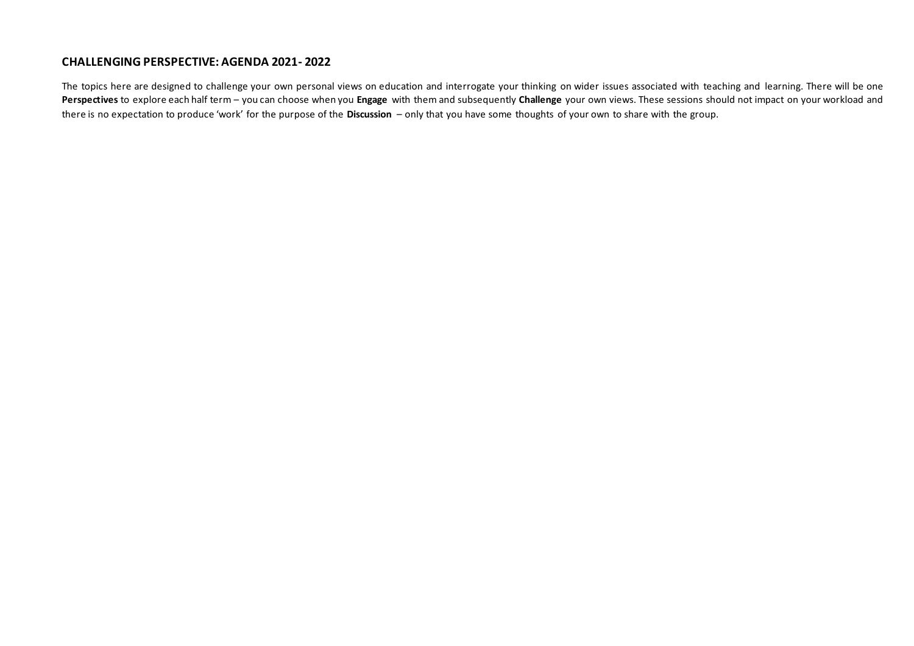## CHALLENGING PERSPECTIVE: AGENDA 2021- 2022

The topics here are designed to challenge your own personal views on education and interrogate your thinking on wider issues associated with teaching and learning. There will be one **Perspectives** to explore each half term – you can choose when you **Engage** with them and subsequently **Challenge** your own views. These sessions should not impact on your workload and there is no expectation to produce 'work' for the purpose of the **Discussion** – only that you have some thoughts of your own to share with the group.